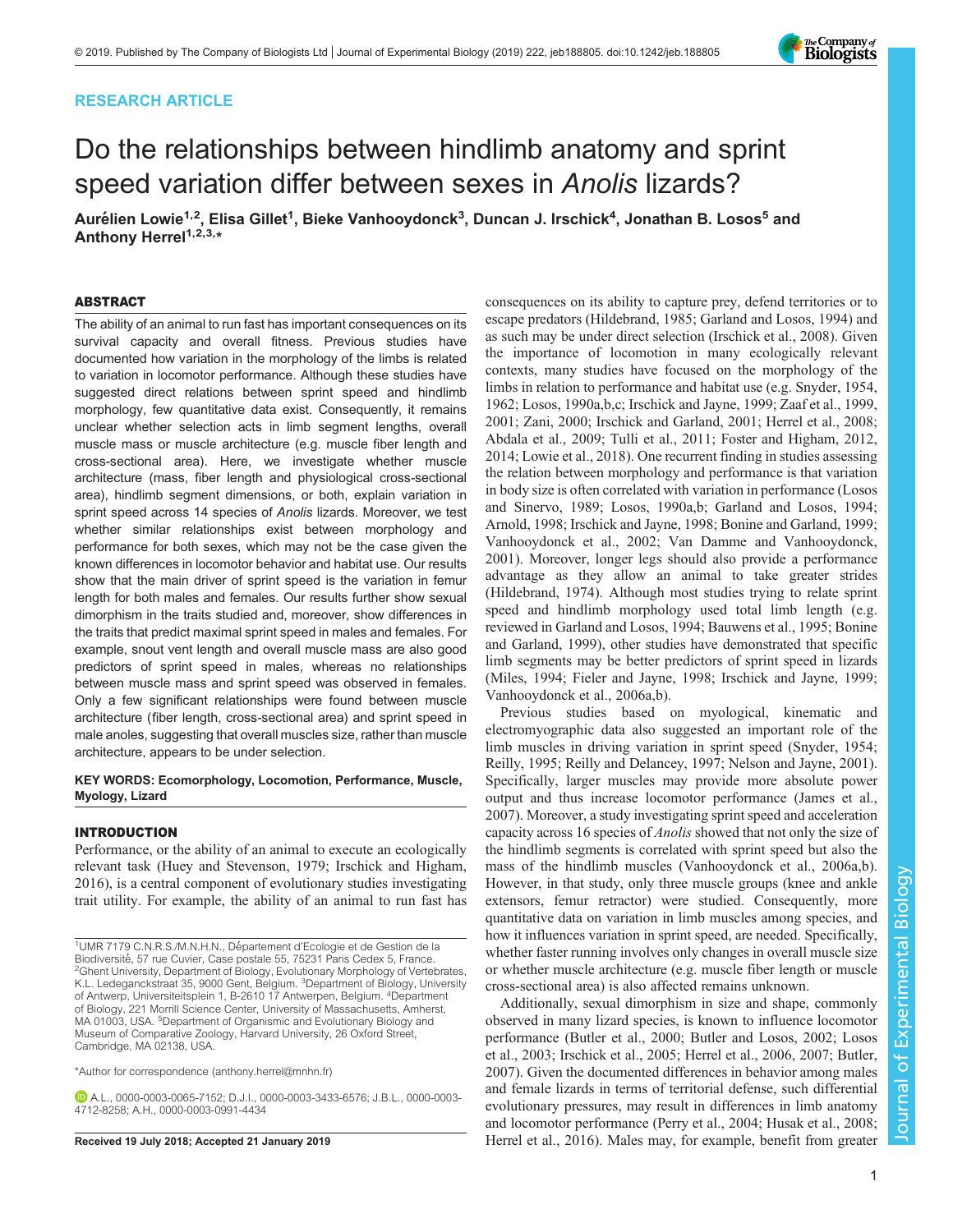RESEARCH ARTICLE

# Do the relationships between hindlimb anatomy and sprint speed variation differ between sexes in *Anolis* lizards?

Aurélien Lowie[1,2], Elisa Gillet[1], Bieke Vanhooydonck[3], Duncan J. Irschick[4], Jonathan B. Losos[5] and Anthony Herrel[1,2,3,*]

## ABSTRACT

The ability of an animal to run fast has important consequences on its survival capacity and overall fitness. Previous studies have documented how variation in the morphology of the limbs is related to variation in locomotor performance. Although these studies have suggested direct relations between sprint speed and hindlimb morphology, few quantitative data exist. Consequently, it remains unclear whether selection acts in limb segment lengths, overall muscle mass or muscle architecture (e.g. muscle fiber length and cross-sectional area). Here, we investigate whether muscle architecture (mass, fiber length and physiological cross-sectional area), hindlimb segment dimensions, or both, explain variation in sprint speed across 14 species of *Anolis* lizards. Moreover, we test whether similar relationships exist between morphology and performance for both sexes, which may not be the case given the known differences in locomotor behavior and habitat use. Our results show that the main driver of sprint speed is the variation in femur length for both males and females. Our results further show sexual dimorphism in the traits studied and, moreover, show differences in the traits that predict maximal sprint speed in males and females. For example, snout vent length and overall muscle mass are also good predictors of sprint speed in males, whereas no relationships between muscle mass and sprint speed was observed in females. Only a few significant relationships were found between muscle architecture (fiber length, cross-sectional area) and sprint speed in male anoles, suggesting that overall muscles size, rather than muscle architecture, appears to be under selection.

**KEY WORDS: Ecomorphology, Locomotion, Performance, Muscle, Myology, Lizard**

## INTRODUCTION

Performance, or the ability of an animal to execute an ecologically relevant task (Huey and Stevenson, 1979; Irschick and Higham, 2016), is a central component of evolutionary studies investigating trait utility. For example, the ability of an animal to run fast has consequences on its ability to capture prey, defend territories or to escape predators (Hildebrand, 1985; Garland and Losos, 1994) and as such may be under direct selection (Irschick et al., 2008). Given the importance of locomotion in many ecologically relevant contexts, many studies have focused on the morphology of the limbs in relation to performance and habitat use (e.g. Snyder, 1954, 1962; Losos, 1990a,b,c; Irschick and Jayne, 1999; Zaaf et al., 1999, 2001; Zani, 2000; Irschick and Garland, 2001; Herrel et al., 2008; Abdala et al., 2009; Tulli et al., 2011; Foster and Higham, 2012, 2014; Lowie et al., 2018). One recurrent finding in studies assessing the relation between morphology and performance is that variation in body size is often correlated with variation in performance (Losos and Sinervo, 1989; Losos, 1990a,b; Garland and Losos, 1994; Arnold, 1998; Irschick and Jayne, 1998; Bonine and Garland, 1999; Vanhooydonck et al., 2002; Van Damme and Vanhooydonck, 2001). Moreover, longer legs should also provide a performance advantage as they allow an animal to take greater strides (Hildebrand, 1974). Although most studies trying to relate sprint speed and hindlimb morphology used total limb length (e.g. reviewed in Garland and Losos, 1994; Bauwens et al., 1995; Bonine and Garland, 1999), other studies have demonstrated that specific limb segments may be better predictors of sprint speed in lizards (Miles, 1994; Fieler and Jayne, 1998; Irschick and Jayne, 1999; Vanhooydonck et al., 2006a,b).

Previous studies based on myological, kinematic and electromyographic data also suggested an important role of the limb muscles in driving variation in sprint speed (Snyder, 1954; Reilly, 1995; Reilly and Delancey, 1997; Nelson and Jayne, 2001). Specifically, larger muscles may provide more absolute power output and thus increase locomotor performance (James et al., 2007). Moreover, a study investigating sprint speed and acceleration capacity across 16 species of *Anolis* showed that not only the size of the hindlimb segments is correlated with sprint speed but also the mass of the hindlimb muscles (Vanhooydonck et al., 2006a,b). However, in that study, only three muscle groups (knee and ankle extensors, femur retractor) were studied. Consequently, more quantitative data on variation in limb muscles among species, and how it influences variation in sprint speed, are needed. Specifically, whether faster running involves only changes in overall muscle size or whether muscle architecture (e.g. muscle fiber length or muscle cross-sectional area) is also affected remains unknown.

Additionally, sexual dimorphism in size and shape, commonly observed in many lizard species, is known to influence locomotor performance (Butler et al., 2000; Butler and Losos, 2002; Losos et al., 2003; Irschick et al., 2005; Herrel et al., 2006, 2007; Butler, 2007). Given the documented differences in behavior among males and female lizards in terms of territorial defense, such differential evolutionary pressures, may result in differences in limb anatomy and locomotor performance (Perry et al., 2004; Husak et al., 2008; Herrel et al., 2016). Males may, for example, benefit from greater

---

[1]UMR 7179 C.N.R.S./M.N.H.N., Département d'Ecologie et de Gestion de la Biodiversité, 57 rue Cuvier, Case postale 55, 75231 Paris Cedex 5, France. [2]Ghent University, Department of Biology, Evolutionary Morphology of Vertebrates, K.L. Ledeganckstraat 35, 9000 Gent, Belgium. [3]Department of Biology, University of Antwerp, Universiteitsplein 1, B-2610 17 Antwerpen, Belgium. [4]Department of Biology, 221 Morrill Science Center, University of Massachusetts, Amherst, MA 01003, USA. [5]Department of Organismic and Evolutionary Biology and Museum of Comparative Zoology, Harvard University, 26 Oxford Street, Cambridge, MA 02138, USA.

*Author for correspondence (anthony.herrel@mnhn.fr)

A.L., 0000-0003-0065-7152; D.J.I., 0000-0003-3433-6576; J.B.L., 0000-0003-4712-8258; A.H., 0000-0003-0991-4434

**Received 19 July 2018; Accepted 21 January 2019**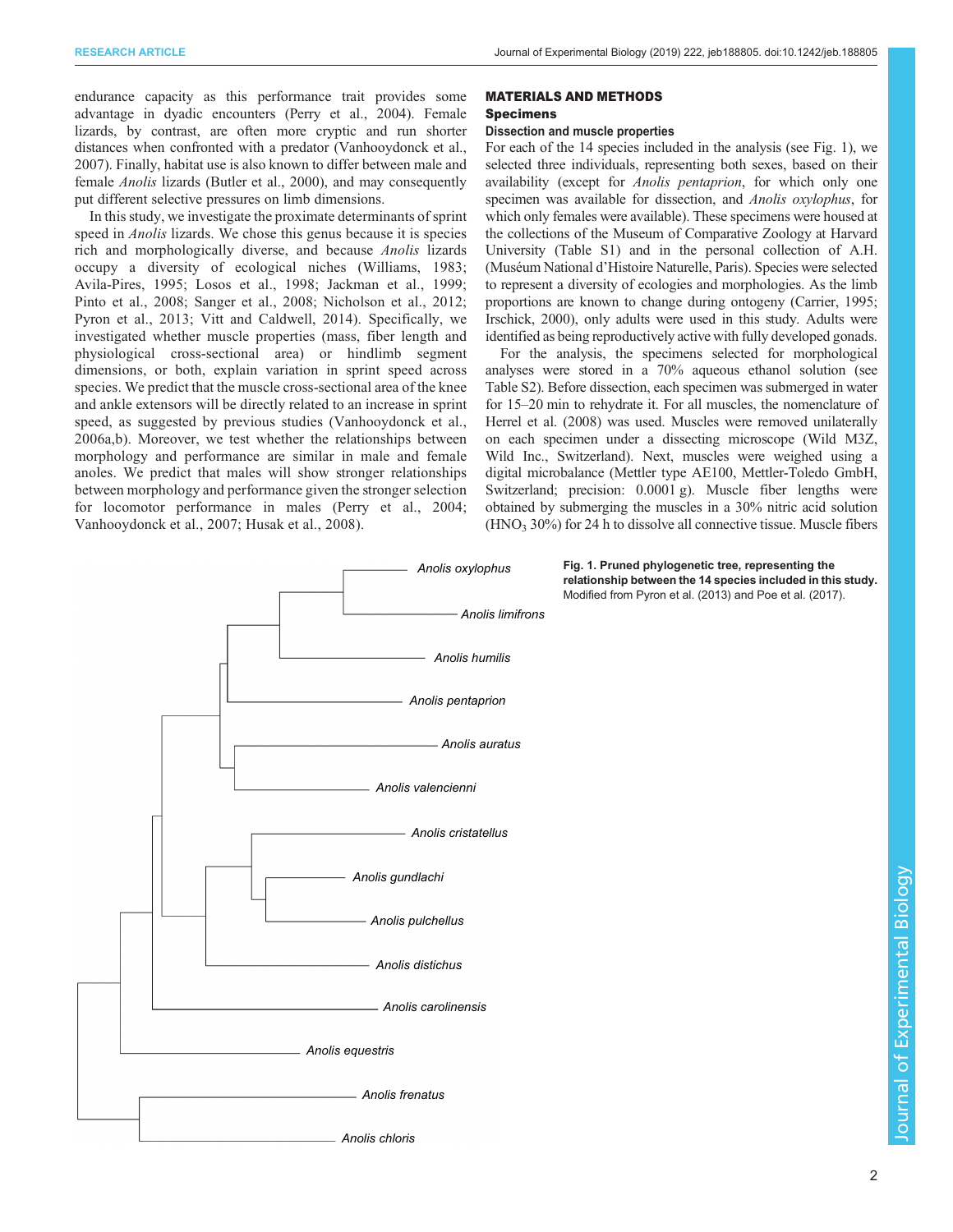endurance capacity as this performance trait provides some advantage in dyadic encounters (Perry et al., 2004). Female lizards, by contrast, are often more cryptic and run shorter distances when confronted with a predator (Vanhooydonck et al., 2007). Finally, habitat use is also known to differ between male and female *Anolis* lizards (Butler et al., 2000), and may consequently put different selective pressures on limb dimensions.

In this study, we investigate the proximate determinants of sprint speed in *Anolis* lizards. We chose this genus because it is species rich and morphologically diverse, and because *Anolis* lizards occupy a diversity of ecological niches (Williams, 1983; Avila-Pires, 1995; Losos et al., 1998; Jackman et al., 1999; Pinto et al., 2008; Sanger et al., 2008; Nicholson et al., 2012; Pyron et al., 2013; Vitt and Caldwell, 2014). Specifically, we investigated whether muscle properties (mass, fiber length and physiological cross-sectional area) or hindlimb segment dimensions, or both, explain variation in sprint speed across species. We predict that the muscle cross-sectional area of the knee and ankle extensors will be directly related to an increase in sprint speed, as suggested by previous studies (Vanhooydonck et al., 2006a,b). Moreover, we test whether the relationships between morphology and performance are similar in male and female anoles. We predict that males will show stronger relationships between morphology and performance given the stronger selection for locomotor performance in males (Perry et al., 2004; Vanhooydonck et al., 2007; Husak et al., 2008).

## MATERIALS AND METHODS

### Specimens

#### Dissection and muscle properties

For each of the 14 species included in the analysis (see Fig. 1), we selected three individuals, representing both sexes, based on their availability (except for *Anolis pentaprion*, for which only one specimen was available for dissection, and *Anolis oxylophus*, for which only females were available). These specimens were housed at the collections of the Museum of Comparative Zoology at Harvard University (Table S1) and in the personal collection of A.H. (Muséum National d'Histoire Naturelle, Paris). Species were selected to represent a diversity of ecologies and morphologies. As the limb proportions are known to change during ontogeny (Carrier, 1995; Irschick, 2000), only adults were used in this study. Adults were identified as being reproductively active with fully developed gonads.

For the analysis, the specimens selected for morphological analyses were stored in a 70% aqueous ethanol solution (see Table S2). Before dissection, each specimen was submerged in water for 15–20 min to rehydrate it. For all muscles, the nomenclature of Herrel et al. (2008) was used. Muscles were removed unilaterally on each specimen under a dissecting microscope (Wild M3Z, Wild Inc., Switzerland). Next, muscles were weighed using a digital microbalance (Mettler type AE100, Mettler-Toledo GmbH, Switzerland; precision: 0.0001 g). Muscle fiber lengths were obtained by submerging the muscles in a 30% nitric acid solution ($HNO_3$ 30%) for 24 h to dissolve all connective tissue. Muscle fibers

**Fig. 1. Pruned phylogenetic tree, representing the relationship between the 14 species included in this study.** Modified from Pyron et al. (2013) and Poe et al. (2017).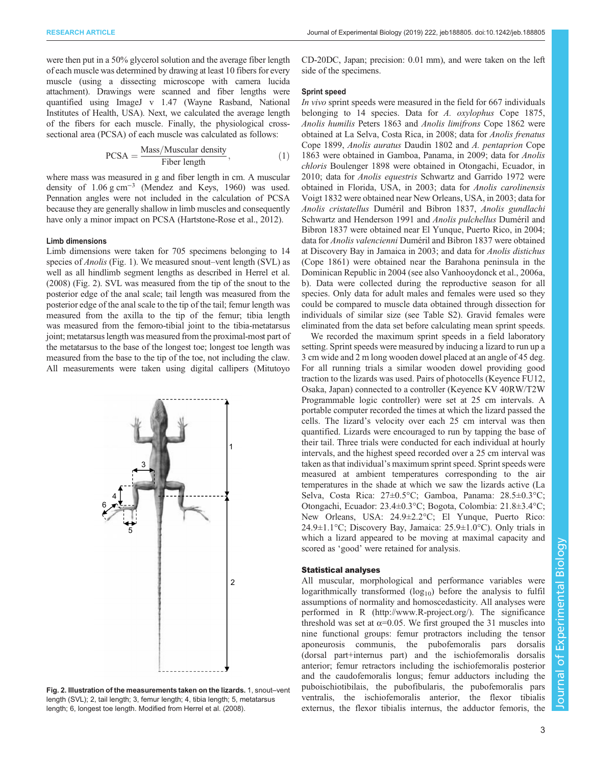were then put in a 50% glycerol solution and the average fiber length of each muscle was determined by drawing at least 10 fibers for every muscle (using a dissecting microscope with camera lucida attachment). Drawings were scanned and fiber lengths were quantified using ImageJ v 1.47 (Wayne Rasband, National Institutes of Health, USA). Next, we calculated the average length of the fibers for each muscle. Finally, the physiological cross-sectional area (PCSA) of each muscle was calculated as follows:

$$\mathrm{PCSA} = \frac{\mathrm{Mass/Muscular\ density}}{\mathrm{Fiber\ length}}, \tag{1}$$

where mass was measured in g and fiber length in cm. A muscular density of $1.06\ \mathrm{g\ cm^{-3}}$ (Mendez and Keys, 1960) was used. Pennation angles were not included in the calculation of PCSA because they are generally shallow in limb muscles and consequently have only a minor impact on PCSA (Hartstone-Rose et al., 2012).

#### Limb dimensions

Limb dimensions were taken for 705 specimens belonging to 14 species of *Anolis* (Fig. 1). We measured snout–vent length (SVL) as well as all hindlimb segment lengths as described in Herrel et al. (2008) (Fig. 2). SVL was measured from the tip of the snout to the posterior edge of the anal scale; tail length was measured from the posterior edge of the anal scale to the tip of the tail; femur length was measured from the axilla to the tip of the femur; tibia length was measured from the femoro-tibial joint to the tibia-metatarsus joint; metatarsus length was measured from the proximal-most part of the metatarsus to the base of the longest toe; longest toe length was measured from the base to the tip of the toe, not including the claw. All measurements were taken using digital callipers (Mitutoyo CD-20DC, Japan; precision: 0.01 mm), and were taken on the left side of the specimens.

**Fig. 2. Illustration of the measurements taken on the lizards.** 1, snout–vent length (SVL); 2, tail length; 3, femur length; 4, tibia length; 5, metatarsus length; 6, longest toe length. Modified from Herrel et al. (2008).

#### Sprint speed

*In vivo* sprint speeds were measured in the field for 667 individuals belonging to 14 species. Data for *A. oxylophus* Cope 1875, *Anolis humilis* Peters 1863 and *Anolis limifrons* Cope 1862 were obtained at La Selva, Costa Rica, in 2008; data for *Anolis frenatus* Cope 1899, *Anolis auratus* Daudin 1802 and *A. pentaprion* Cope 1863 were obtained in Gamboa, Panama, in 2009; data for *Anolis chloris* Boulenger 1898 were obtained in Otongachi, Ecuador, in 2010; data for *Anolis equestris* Schwartz and Garrido 1972 were obtained in Florida, USA, in 2003; data for *Anolis carolinensis* Voigt 1832 were obtained near New Orleans, USA, in 2003; data for *Anolis cristatellus* Duméril and Bibron 1837, *Anolis gundlachi* Schwartz and Henderson 1991 and *Anolis pulchellus* Duméril and Bibron 1837 were obtained near El Yunque, Puerto Rico, in 2004; data for *Anolis valencienni* Duméril and Bibron 1837 were obtained at Discovery Bay in Jamaica in 2003; and data for *Anolis distichus* (Cope 1861) were obtained near the Barahona peninsula in the Dominican Republic in 2004 (see also Vanhooydonck et al., 2006a, b). Data were collected during the reproductive season for all species. Only data for adult males and females were used so they could be compared to muscle data obtained through dissection for individuals of similar size (see Table S2). Gravid females were eliminated from the data set before calculating mean sprint speeds.

We recorded the maximum sprint speeds in a field laboratory setting. Sprint speeds were measured by inducing a lizard to run up a 3 cm wide and 2 m long wooden dowel placed at an angle of 45 deg. For all running trials a similar wooden dowel providing good traction to the lizards was used. Pairs of photocells (Keyence FU12, Osaka, Japan) connected to a controller (Keyence KV 40RW/T2W Programmable logic controller) were set at 25 cm intervals. A portable computer recorded the times at which the lizard passed the cells. The lizard's velocity over each 25 cm interval was then quantified. Lizards were encouraged to run by tapping the base of their tail. Three trials were conducted for each individual at hourly intervals, and the highest speed recorded over a 25 cm interval was taken as that individual's maximum sprint speed. Sprint speeds were measured at ambient temperatures corresponding to the air temperatures in the shade at which we saw the lizards active (La Selva, Costa Rica: 27±0.5°C; Gamboa, Panama: 28.5±0.3°C; Otongachi, Ecuador: 23.4±0.3°C; Bogota, Colombia: 21.8±3.4°C; New Orleans, USA: 24.9±2.2°C; El Yunque, Puerto Rico: 24.9±1.1°C; Discovery Bay, Jamaica: 25.9±1.0°C). Only trials in which a lizard appeared to be moving at maximal capacity and scored as 'good' were retained for analysis.

#### Statistical analyses

All muscular, morphological and performance variables were logarithmically transformed ($\log_{10}$) before the analysis to fulfil assumptions of normality and homoscedasticity. All analyses were performed in R (http://www.R-project.org/). The significance threshold was set at $\alpha$=0.05. We first grouped the 31 muscles into nine functional groups: femur protractors including the tensor aponeurosis communis, the pubofemoralis pars dorsalis (dorsal part+internus part) and the ischiofemoralis dorsalis anterior; femur retractors including the ischiofemoralis posterior and the caudofemoralis longus; femur adductors including the puboischiotibilais, the pubofibularis, the pubofemoralis pars ventralis, the ischiofemoralis anterior, the flexor tibialis externus, the flexor tibialis internus, the adductor femoris, the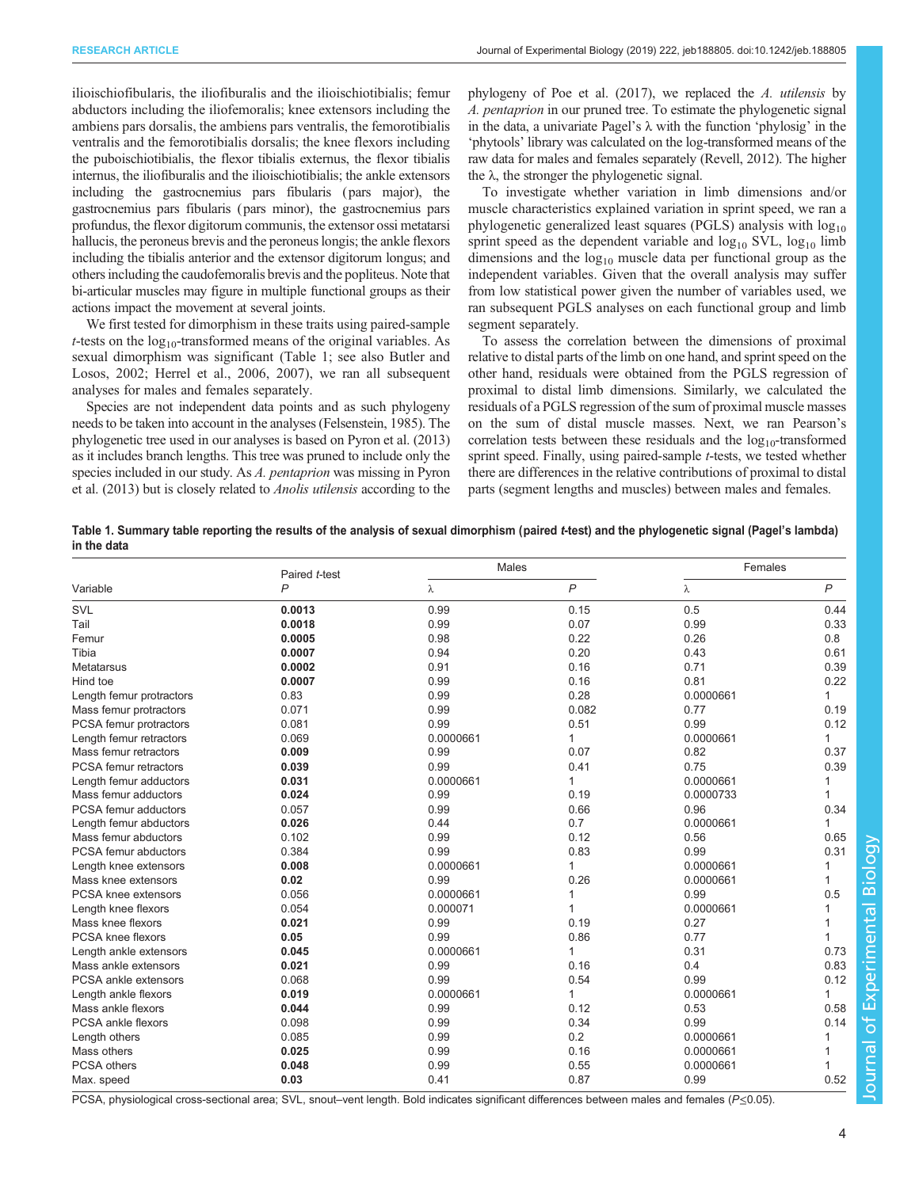ilioischiofibularis, the iliofiburalis and the ilioischiotibialis; femur abductors including the iliofemoralis; knee extensors including the ambiens pars dorsalis, the ambiens pars ventralis, the femorotibialis ventralis and the femorotibialis dorsalis; the knee flexors including the puboischiotibialis, the flexor tibialis externus, the flexor tibialis internus, the iliofiburalis and the ilioischiotibialis; the ankle extensors including the gastrocnemius pars fibularis (pars major), the gastrocnemius pars fibularis (pars minor), the gastrocnemius pars profundus, the flexor digitorum communis, the extensor ossi metatarsi hallucis, the peroneus brevis and the peroneus longis; the ankle flexors including the tibialis anterior and the extensor digitorum longus; and others including the caudofemoralis brevis and the popliteus. Note that bi-articular muscles may figure in multiple functional groups as their actions impact the movement at several joints.

We first tested for dimorphism in these traits using paired-sample *t*-tests on the $\log_{10}$-transformed means of the original variables. As sexual dimorphism was significant (Table 1; see also Butler and Losos, 2002; Herrel et al., 2006, 2007), we ran all subsequent analyses for males and females separately.

Species are not independent data points and as such phylogeny needs to be taken into account in the analyses (Felsenstein, 1985). The phylogenetic tree used in our analyses is based on Pyron et al. (2013) as it includes branch lengths. This tree was pruned to include only the species included in our study. As *A. pentaprion* was missing in Pyron et al. (2013) but is closely related to *Anolis utilensis* according to the phylogeny of Poe et al. (2017), we replaced the *A. utilensis* by *A. pentaprion* in our pruned tree. To estimate the phylogenetic signal in the data, a univariate Pagel's λ with the function 'phylosig' in the 'phytools' library was calculated on the log-transformed means of the raw data for males and females separately (Revell, 2012). The higher the λ, the stronger the phylogenetic signal.

To investigate whether variation in limb dimensions and/or muscle characteristics explained variation in sprint speed, we ran a phylogenetic generalized least squares (PGLS) analysis with $\log_{10}$ sprint speed as the dependent variable and $\log_{10}$ SVL, $\log_{10}$ limb dimensions and the $\log_{10}$ muscle data per functional group as the independent variables. Given that the overall analysis may suffer from low statistical power given the number of variables used, we ran subsequent PGLS analyses on each functional group and limb segment separately.

To assess the correlation between the dimensions of proximal relative to distal parts of the limb on one hand, and sprint speed on the other hand, residuals were obtained from the PGLS regression of proximal to distal limb dimensions. Similarly, we calculated the residuals of a PGLS regression of the sum of proximal muscle masses on the sum of distal muscle masses. Next, we ran Pearson's correlation tests between these residuals and the $\log_{10}$-transformed sprint speed. Finally, using paired-sample *t*-tests, we tested whether there are differences in the relative contributions of proximal to distal parts (segment lengths and muscles) between males and females.

**Table 1. Summary table reporting the results of the analysis of sexual dimorphism (paired *t*-test) and the phylogenetic signal (Pagel's lambda) in the data**

| Variable | Paired *t*-test | Males | | Females | |
|---|---|---|---|---|---|
| | *P* | λ | *P* | λ | *P* |
| SVL | **0.0013** | 0.99 | 0.15 | 0.5 | 0.44 |
| Tail | **0.0018** | 0.99 | 0.07 | 0.99 | 0.33 |
| Femur | **0.0005** | 0.98 | 0.22 | 0.26 | 0.8 |
| Tibia | **0.0007** | 0.94 | 0.20 | 0.43 | 0.61 |
| Metatarsus | **0.0002** | 0.91 | 0.16 | 0.71 | 0.39 |
| Hind toe | **0.0007** | 0.99 | 0.16 | 0.81 | 0.22 |
| Length femur protractors | 0.83 | 0.99 | 0.28 | 0.0000661 | 1 |
| Mass femur protractors | 0.071 | 0.99 | 0.082 | 0.77 | 0.19 |
| PCSA femur protractors | 0.081 | 0.99 | 0.51 | 0.99 | 0.12 |
| Length femur retractors | 0.069 | 0.0000661 | 1 | 0.0000661 | 1 |
| Mass femur retractors | **0.009** | 0.99 | 0.07 | 0.82 | 0.37 |
| PCSA femur retractors | **0.039** | 0.99 | 0.41 | 0.75 | 0.39 |
| Length femur adductors | **0.031** | 0.0000661 | 1 | 0.0000661 | 1 |
| Mass femur adductors | **0.024** | 0.99 | 0.19 | 0.0000733 | 1 |
| PCSA femur adductors | 0.057 | 0.99 | 0.66 | 0.96 | 0.34 |
| Length femur abductors | **0.026** | 0.44 | 0.7 | 0.0000661 | 1 |
| Mass femur abductors | 0.102 | 0.99 | 0.12 | 0.56 | 0.65 |
| PCSA femur abductors | 0.384 | 0.99 | 0.83 | 0.99 | 0.31 |
| Length knee extensors | **0.008** | 0.0000661 | 1 | 0.0000661 | 1 |
| Mass knee extensors | **0.02** | 0.99 | 0.26 | 0.0000661 | 1 |
| PCSA knee extensors | 0.056 | 0.0000661 | 1 | 0.99 | 0.5 |
| Length knee flexors | 0.054 | 0.000071 | 1 | 0.0000661 | 1 |
| Mass knee flexors | **0.021** | 0.99 | 0.19 | 0.27 | 1 |
| PCSA knee flexors | **0.05** | 0.99 | 0.86 | 0.77 | 1 |
| Length ankle extensors | **0.045** | 0.0000661 | 1 | 0.31 | 0.73 |
| Mass ankle extensors | **0.021** | 0.99 | 0.16 | 0.4 | 0.83 |
| PCSA ankle extensors | 0.068 | 0.99 | 0.54 | 0.99 | 0.12 |
| Length ankle flexors | **0.019** | 0.0000661 | 1 | 0.0000661 | 1 |
| Mass ankle flexors | **0.044** | 0.99 | 0.12 | 0.53 | 0.58 |
| PCSA ankle flexors | 0.098 | 0.99 | 0.34 | 0.99 | 0.14 |
| Length others | 0.085 | 0.99 | 0.2 | 0.0000661 | 1 |
| Mass others | **0.025** | 0.99 | 0.16 | 0.0000661 | 1 |
| PCSA others | **0.048** | 0.99 | 0.55 | 0.0000661 | 1 |
| Max. speed | **0.03** | 0.41 | 0.87 | 0.99 | 0.52 |

PCSA, physiological cross-sectional area; SVL, snout–vent length. Bold indicates significant differences between males and females ($P \leq 0.05$).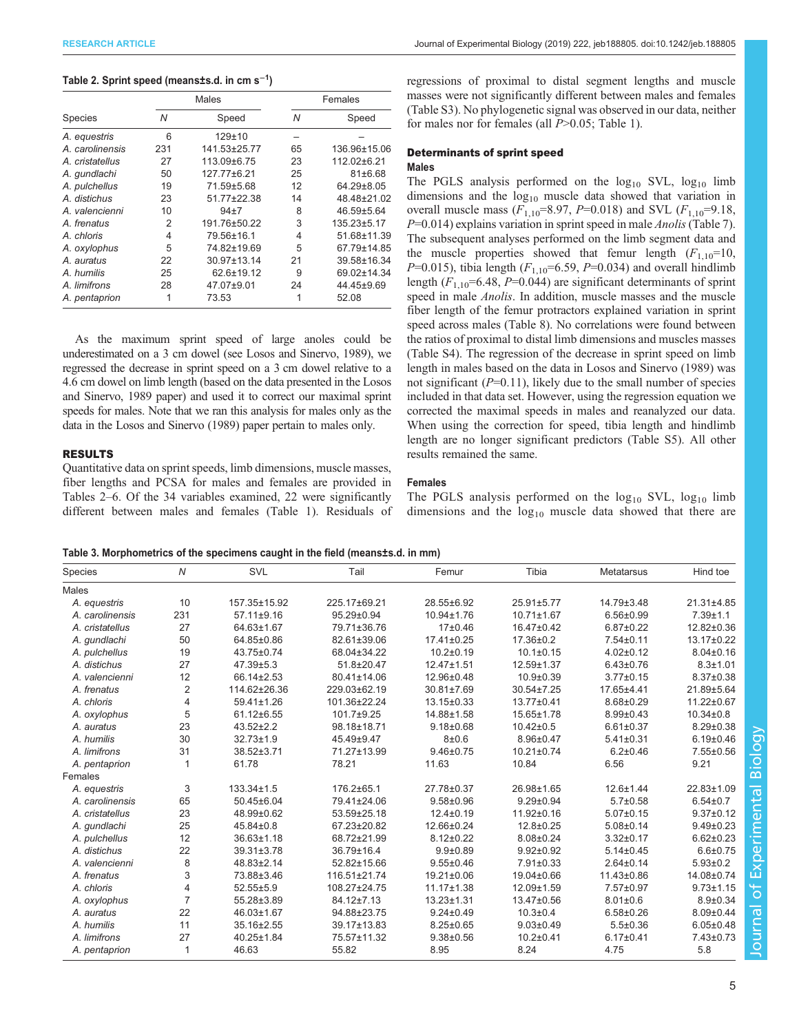**Table 2. Sprint speed (means±s.d. in cm s$^{-1}$)**

| Species | Males | | Females | |
|---|---|---|---|---|
| | *N* | Speed | *N* | Speed |
| *A. equestris* | 6 | 129±10 | – | – |
| *A. carolinensis* | 231 | 141.53±25.77 | 65 | 136.96±15.06 |
| *A. cristatellus* | 27 | 113.09±6.75 | 23 | 112.02±6.21 |
| *A. gundlachi* | 50 | 127.77±6.21 | 25 | 81±6.68 |
| *A. pulchellus* | 19 | 71.59±5.68 | 12 | 64.29±8.05 |
| *A. distichus* | 23 | 51.77±22.38 | 14 | 48.48±21.02 |
| *A. valencienni* | 10 | 94±7 | 8 | 46.59±5.64 |
| *A. frenatus* | 2 | 191.76±50.22 | 3 | 135.23±5.17 |
| *A. chloris* | 4 | 79.56±16.1 | 4 | 51.68±11.39 |
| *A. oxylophus* | 5 | 74.82±19.69 | 5 | 67.79±14.85 |
| *A. auratus* | 22 | 30.97±13.14 | 21 | 39.58±16.34 |
| *A. humilis* | 25 | 62.6±19.12 | 9 | 69.02±14.34 |
| *A. limifrons* | 28 | 47.07±9.01 | 24 | 44.45±9.69 |
| *A. pentaprion* | 1 | 73.53 | 1 | 52.08 |

As the maximum sprint speed of large anoles could be underestimated on a 3 cm dowel (see Losos and Sinervo, 1989), we regressed the decrease in sprint speed on a 3 cm dowel relative to a 4.6 cm dowel on limb length (based on the data presented in the Losos and Sinervo, 1989 paper) and used it to correct our maximal sprint speeds for males. Note that we ran this analysis for males only as the data in the Losos and Sinervo (1989) paper pertain to males only.

## RESULTS

Quantitative data on sprint speeds, limb dimensions, muscle masses, fiber lengths and PCSA for males and females are provided in Tables 2–6. Of the 34 variables examined, 22 were significantly different between males and females (Table 1). Residuals of regressions of proximal to distal segment lengths and muscle masses were not significantly different between males and females (Table S3). No phylogenetic signal was observed in our data, neither for males nor for females (all $P$>0.05; Table 1).

### Determinants of sprint speed

#### Males

The PGLS analysis performed on the $\log_{10}$ SVL, $\log_{10}$ limb dimensions and the $\log_{10}$ muscle data showed that variation in overall muscle mass ($F_{1,10}$=8.97, $P$=0.018) and SVL ($F_{1,10}$=9.18, $P$=0.014) explains variation in sprint speed in male *Anolis* (Table 7). The subsequent analyses performed on the limb segment data and the muscle properties showed that femur length ($F_{1,10}$=10, $P$=0.015), tibia length ($F_{1,10}$=6.59, $P$=0.034) and overall hindlimb length ($F_{1,10}$=6.48, $P$=0.044) are significant determinants of sprint speed in male *Anolis*. In addition, muscle masses and the muscle fiber length of the femur protractors explained variation in sprint speed across males (Table 8). No correlations were found between the ratios of proximal to distal limb dimensions and muscles masses (Table S4). The regression of the decrease in sprint speed on limb length in males based on the data in Losos and Sinervo (1989) was not significant ($P$=0.11), likely due to the small number of species included in that data set. However, using the regression equation we corrected the maximal speeds in males and reanalyzed our data. When using the correction for speed, tibia length and hindlimb length are no longer significant predictors (Table S5). All other results remained the same.

#### Females

The PGLS analysis performed on the $\log_{10}$ SVL, $\log_{10}$ limb dimensions and the $\log_{10}$ muscle data showed that there are

**Table 3. Morphometrics of the specimens caught in the field (means±s.d. in mm)**

| Species | *N* | SVL | Tail | Femur | Tibia | Metatarsus | Hind toe |
|---|---|---|---|---|---|---|---|
| Males | | | | | | | |
| *A. equestris* | 10 | 157.35±15.92 | 225.17±69.21 | 28.55±6.92 | 25.91±5.77 | 14.79±3.48 | 21.31±4.85 |
| *A. carolinensis* | 231 | 57.11±9.16 | 95.29±0.94 | 10.94±1.76 | 10.71±1.67 | 6.56±0.99 | 7.39±1.1 |
| *A. cristatellus* | 27 | 64.63±1.67 | 79.71±36.76 | 17±0.46 | 16.47±0.42 | 6.87±0.22 | 12.82±0.36 |
| *A. gundlachi* | 50 | 64.85±0.86 | 82.61±39.06 | 17.41±0.25 | 17.36±0.2 | 7.54±0.11 | 13.17±0.22 |
| *A. pulchellus* | 19 | 43.75±0.74 | 68.04±34.22 | 10.2±0.19 | 10.1±0.15 | 4.02±0.12 | 8.04±0.16 |
| *A. distichus* | 27 | 47.39±5.3 | 51.8±20.47 | 12.47±1.51 | 12.59±1.37 | 6.43±0.76 | 8.3±1.01 |
| *A. valencienni* | 12 | 66.14±2.53 | 80.41±14.06 | 12.96±0.48 | 10.9±0.39 | 3.77±0.15 | 8.37±0.38 |
| *A. frenatus* | 2 | 114.62±26.36 | 229.03±62.19 | 30.81±7.69 | 30.54±7.25 | 17.65±4.41 | 21.89±5.64 |
| *A. chloris* | 4 | 59.41±1.26 | 101.36±22.24 | 13.15±0.33 | 13.77±0.41 | 8.68±0.29 | 11.22±0.67 |
| *A. oxylophus* | 5 | 61.12±6.55 | 101.7±9.25 | 14.88±1.58 | 15.65±1.78 | 8.99±0.43 | 10.34±0.8 |
| *A. auratus* | 23 | 43.52±2.2 | 98.18±18.71 | 9.18±0.68 | 10.42±0.5 | 6.61±0.37 | 8.29±0.38 |
| *A. humilis* | 30 | 32.73±1.9 | 45.49±9.47 | 8±0.6 | 8.96±0.47 | 5.41±0.31 | 6.19±0.46 |
| *A. limifrons* | 31 | 38.52±3.71 | 71.27±13.99 | 9.46±0.75 | 10.21±0.74 | 6.2±0.46 | 7.55±0.56 |
| *A. pentaprion* | 1 | 61.78 | 78.21 | 11.63 | 10.84 | 6.56 | 9.21 |
| Females | | | | | | | |
| *A. equestris* | 3 | 133.34±1.5 | 176.2±65.1 | 27.78±0.37 | 26.98±1.65 | 12.6±1.44 | 22.83±1.09 |
| *A. carolinensis* | 65 | 50.45±6.04 | 79.41±24.06 | 9.58±0.96 | 9.29±0.94 | 5.7±0.58 | 6.54±0.7 |
| *A. cristatellus* | 23 | 48.99±0.62 | 53.59±25.18 | 12.4±0.19 | 11.92±0.16 | 5.07±0.15 | 9.37±0.12 |
| *A. gundlachi* | 25 | 45.84±0.8 | 67.23±20.82 | 12.66±0.24 | 12.8±0.25 | 5.08±0.14 | 9.49±0.23 |
| *A. pulchellus* | 12 | 36.63±1.18 | 68.72±21.99 | 8.12±0.22 | 8.08±0.24 | 3.32±0.17 | 6.62±0.23 |
| *A. distichus* | 22 | 39.31±3.78 | 36.79±16.4 | 9.9±0.89 | 9.92±0.92 | 5.14±0.45 | 6.6±0.75 |
| *A. valencienni* | 8 | 48.83±2.14 | 52.82±15.66 | 9.55±0.46 | 7.91±0.33 | 2.64±0.14 | 5.93±0.2 |
| *A. frenatus* | 3 | 73.88±3.46 | 116.51±21.74 | 19.21±0.06 | 19.04±0.66 | 11.43±0.86 | 14.08±0.74 |
| *A. chloris* | 4 | 52.55±5.9 | 108.27±24.75 | 11.17±1.38 | 12.09±1.59 | 7.57±0.97 | 9.73±1.15 |
| *A. oxylophus* | 7 | 55.28±3.89 | 84.12±7.13 | 13.23±1.31 | 13.47±0.56 | 8.01±0.6 | 8.9±0.34 |
| *A. auratus* | 22 | 46.03±1.67 | 94.88±23.75 | 9.24±0.49 | 10.3±0.4 | 6.58±0.26 | 8.09±0.44 |
| *A. humilis* | 11 | 35.16±2.55 | 39.17±13.83 | 8.25±0.65 | 9.03±0.49 | 5.5±0.36 | 6.05±0.48 |
| *A. limifrons* | 27 | 40.25±1.84 | 75.57±11.32 | 9.38±0.56 | 10.2±0.41 | 6.17±0.41 | 7.43±0.73 |
| *A. pentaprion* | 1 | 46.63 | 55.82 | 8.95 | 8.24 | 4.75 | 5.8 |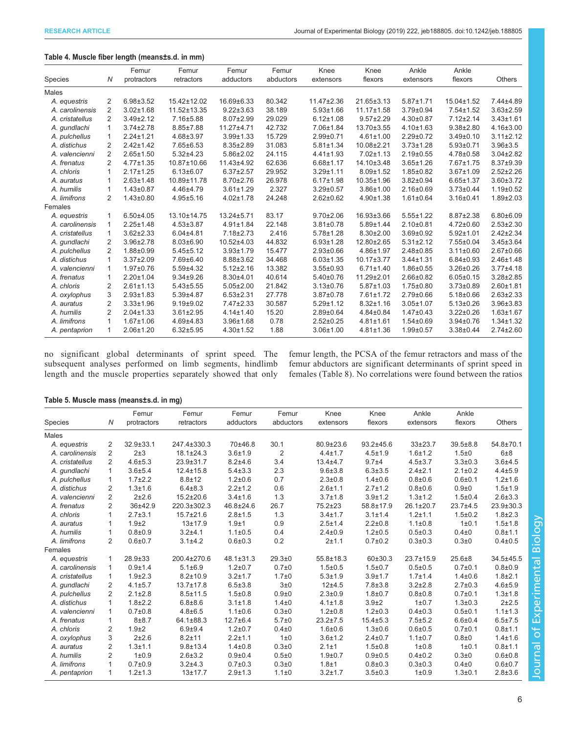**Table 4. Muscle fiber length (means±s.d. in mm)**

| Species | N | Femur protractors | Femur retractors | Femur adductors | Femur abductors | Knee extensors | Knee flexors | Ankle extensors | Ankle flexors | Others |
|---|---|---|---|---|---|---|---|---|---|---|
| Males | | | | | | | | | | |
| *A. equestris* | 2 | 6.98±3.52 | 15.42±12.02 | 16.69±6.33 | 80.342 | 11.47±2.36 | 21.65±3.13 | 5.87±1.71 | 15.04±1.52 | 7.44±4.89 |
| *A. carolinensis* | 2 | 3.02±1.68 | 11.52±13.35 | 9.22±3.63 | 38.189 | 5.93±1.66 | 11.17±1.58 | 3.79±0.94 | 7.54±1.52 | 3.63±2.59 |
| *A. cristatellus* | 2 | 3.49±2.12 | 7.16±5.88 | 8.07±2.99 | 29.029 | 6.12±1.08 | 9.57±2.29 | 4.30±0.87 | 7.12±2.14 | 3.43±1.61 |
| *A. gundlachi* | 1 | 3.74±2.78 | 8.85±7.88 | 11.27±4.71 | 42.732 | 7.06±1.84 | 13.70±3.55 | 4.10±1.63 | 9.38±2.80 | 4.16±3.00 |
| *A. pulchellus* | 1 | 2.24±1.21 | 4.68±3.97 | 3.99±1.33 | 15.729 | 2.99±0.71 | 4.61±1.00 | 2.29±0.72 | 3.49±0.10 | 3.11±2.12 |
| *A. distichus* | 2 | 2.42±1.42 | 7.65±6.53 | 8.35±2.89 | 31.083 | 5.81±1.34 | 10.08±2.21 | 3.73±1.28 | 5.93±0.71 | 3.96±3.5 |
| *A. valencienni* | 2 | 2.65±1.50 | 5.32±4.23 | 5.86±2.02 | 24.115 | 4.41±1.93 | 7.02±1.13 | 2.19±0.55 | 4.78±0.58 | 3.04±2.82 |
| *A. frenatus* | 2 | 4.77±1.35 | 10.87±10.66 | 11.43±4.92 | 62.636 | 6.68±1.17 | 14.10±3.48 | 3.65±1.26 | 7.67±1.75 | 8.37±9.39 |
| *A. chloris* | 1 | 2.17±1.25 | 6.13±6.07 | 6.37±2.57 | 29.952 | 3.29±1.11 | 8.09±1.52 | 1.85±0.82 | 3.67±1.09 | 2.52±2.26 |
| *A. auratus* | 1 | 2.63±1.48 | 10.89±11.78 | 8.70±2.76 | 26.978 | 6.17±1.98 | 10.35±1.96 | 3.82±0.94 | 6.65±1.37 | 3.60±3.72 |
| *A. humilis* | 1 | 1.43±0.87 | 4.46±4.79 | 3.61±1.29 | 2.327 | 3.29±0.57 | 3.86±1.00 | 2.16±0.69 | 3.73±0.44 | 1.19±0.52 |
| *A. limifrons* | 2 | 1.43±0.80 | 4.95±5.16 | 4.02±1.78 | 24.248 | 2.62±0.62 | 4.90±1.38 | 1.61±0.64 | 3.16±0.41 | 1.89±2.03 |
| Females | | | | | | | | | | |
| *A. equestris* | 1 | 6.50±4.05 | 13.10±14.75 | 13.24±5.71 | 83.17 | 9.70±2.06 | 16.93±3.66 | 5.55±1.22 | 8.87±2.38 | 6.80±6.09 |
| *A. carolinensis* | 1 | 2.25±1.48 | 4.53±3.87 | 4.91±1.84 | 22.148 | 3.81±0.78 | 5.89±1.44 | 2.10±0.81 | 4.72±0.60 | 2.53±2.30 |
| *A. cristatellus* | 1 | 3.62±2.33 | 6.04±4.81 | 7.18±2.73 | 2.416 | 5.78±1.28 | 8.30±2.00 | 3.69±0.92 | 5.92±1.01 | 2.42±2.34 |
| *A. gundlachi* | 2 | 3.96±2.78 | 8.03±6.90 | 10.52±4.03 | 44.832 | 6.93±1.28 | 12.80±2.65 | 5.31±2.12 | 7.55±0.04 | 3.45±3.64 |
| *A. pulchellus* | 2 | 1.88±0.99 | 5.45±5.12 | 3.93±1.79 | 15.477 | 2.93±0.66 | 4.86±1.97 | 2.48±0.85 | 3.11±0.60 | 2.67±0.66 |
| *A. distichus* | 1 | 3.37±2.09 | 7.69±6.40 | 8.88±3.62 | 34.468 | 6.03±1.35 | 10.17±3.77 | 3.44±1.31 | 6.84±0.93 | 2.46±1.48 |
| *A. valencienni* | 1 | 1.97±0.76 | 5.59±4.32 | 5.12±2.16 | 13.382 | 3.55±0.93 | 6.71±1.40 | 1.86±0.55 | 3.26±0.26 | 3.77±4.18 |
| *A. frenatus* | 1 | 2.20±1.04 | 9.34±9.26 | 8.30±4.01 | 40.614 | 5.40±0.76 | 11.29±2.01 | 2.66±0.82 | 6.05±0.15 | 3.28±2.85 |
| *A. chloris* | 2 | 2.61±1.13 | 5.43±5.55 | 5.05±2.00 | 21.842 | 3.13±0.76 | 5.87±1.03 | 1.75±0.80 | 3.73±0.89 | 2.60±1.81 |
| *A. oxylophus* | 3 | 2.93±1.83 | 5.39±4.87 | 6.53±2.31 | 27.778 | 3.87±0.78 | 7.61±1.72 | 2.79±0.66 | 5.18±0.66 | 2.63±2.33 |
| *A. auratus* | 2 | 3.33±1.96 | 9.19±9.02 | 7.47±2.33 | 30.587 | 5.29±1.12 | 8.32±1.16 | 3.05±1.07 | 5.13±0.26 | 3.96±3.83 |
| *A. humilis* | 2 | 2.04±1.33 | 3.61±2.95 | 4.14±1.40 | 15.20 | 2.89±0.64 | 4.84±0.84 | 1.47±0.43 | 3.22±0.26 | 1.63±1.67 |
| *A. limifrons* | 1 | 1.67±1.06 | 4.69±4.83 | 3.96±1.68 | 0.78 | 2.52±0.25 | 4.81±1.61 | 1.54±0.69 | 3.94±0.76 | 1.34±1.32 |
| *A. pentaprion* | 1 | 2.06±1.20 | 6.32±5.95 | 4.30±1.52 | 1.88 | 3.06±1.00 | 4.81±1.36 | 1.99±0.57 | 3.38±0.44 | 2.74±2.60 |

no significant global determinants of sprint speed. The subsequent analyses performed on limb segments, hindlimb length and the muscle properties separately showed that only femur length, the PCSA of the femur retractors and mass of the femur abductors are significant determinants of sprint speed in females (Table 8). No correlations were found between the ratios

**Table 5. Muscle mass (means±s.d. in mg)**

| Species | N | Femur protractors | Femur retractors | Femur adductors | Femur abductors | Knee extensors | Knee flexors | Ankle extensors | Ankle flexors | Others |
|---|---|---|---|---|---|---|---|---|---|---|
| Males | | | | | | | | | | |
| *A. equestris* | 2 | 32.9±33.1 | 247.4±330.3 | 70±46.8 | 30.1 | 80.9±23.6 | 93.2±45.6 | 33±23.7 | 39.5±8.8 | 54.8±70.1 |
| *A. carolinensis* | 2 | 2±3 | 18.1±24.3 | 3.6±1.9 | 2 | 4.4±1.7 | 4.5±1.9 | 1.6±1.2 | 1.5±0 | 6±8 |
| *A. cristatellus* | 2 | 4.6±5.3 | 23.9±31.7 | 8.2±4.6 | 3.4 | 13.4±4.7 | 9.7±4 | 4.5±3.7 | 3.3±0.3 | 3.6±4.5 |
| *A. gundlachi* | 1 | 3.6±5.4 | 12.4±15.8 | 5.4±3.3 | 2.3 | 9.6±3.8 | 6.3±3.5 | 2.4±2.1 | 2.1±0.2 | 4.4±5.9 |
| *A. pulchellus* | 1 | 1.7±2.2 | 8.8±12 | 1.2±0.6 | 0.7 | 2.3±0.8 | 1.4±0.6 | 0.8±0.6 | 0.6±0.1 | 1.2±1.6 |
| *A. distichus* | 2 | 1.3±1.6 | 6.4±8.3 | 2.2±1.2 | 0.6 | 2.6±1.1 | 2.7±1.2 | 0.8±0.6 | 0.9±0 | 1.5±1.9 |
| *A. valencienni* | 2 | 2±2.6 | 15.2±20.6 | 3.4±1.6 | 1.3 | 3.7±1.8 | 3.9±1.2 | 1.3±1.2 | 1.5±0.4 | 2.6±3.3 |
| *A. frenatus* | 2 | 36±42.9 | 220.3±302.3 | 46.8±24.6 | 26.7 | 75.2±23 | 58.8±17.9 | 26.1±20.7 | 23.7±4.5 | 23.9±30.3 |
| *A. chloris* | 1 | 2.7±3.1 | 15.7±21.6 | 2.8±1.5 | 1.3 | 3.4±1.7 | 3.1±1.4 | 1.2±1.1 | 1.5±0.2 | 1.8±2.3 |
| *A. auratus* | 1 | 1.9±2 | 13±17.9 | 1.9±1 | 0.9 | 2.5±1.4 | 2.2±0.8 | 1.1±0.8 | 1±0.1 | 1.5±1.8 |
| *A. humilis* | 1 | 0.8±0.9 | 3.2±4.1 | 1.1±0.5 | 0.4 | 2.4±0.9 | 1.2±0.5 | 0.5±0.3 | 0.4±0 | 0.8±1.1 |
| *A. limifrons* | 2 | 0.6±0.7 | 3.1±4.2 | 0.6±0.3 | 0.2 | 2±1.1 | 0.7±0.2 | 0.3±0.3 | 0.3±0 | 0.4±0.5 |
| Females | | | | | | | | | | |
| *A. equestris* | 1 | 28.9±33 | 200.4±270.6 | 48.1±31.3 | 29.3±0 | 55.8±18.3 | 60±30.3 | 23.7±15.9 | 25.6±8 | 34.5±45.5 |
| *A. carolinensis* | 1 | 0.9±1.4 | 5.1±6.9 | 1.2±0.7 | 0.7±0 | 1.5±0.5 | 1.5±0.7 | 0.5±0.5 | 0.7±0.1 | 0.8±0.9 |
| *A. cristatellus* | 1 | 1.9±2.3 | 8.2±10.9 | 3.2±1.7 | 1.7±0 | 5.3±1.9 | 3.9±1.7 | 1.7±1.4 | 1.4±0.6 | 1.8±2.1 |
| *A. gundlachi* | 2 | 4.1±5.7 | 13.7±17.8 | 6.5±3.8 | 3±0 | 12±4.5 | 7.8±3.8 | 3.2±2.8 | 2.7±0.3 | 4.6±5.9 |
| *A. pulchellus* | 2 | 2.1±2.8 | 8.5±11.5 | 1.5±0.8 | 0.9±0 | 2.3±0.9 | 1.8±0.7 | 0.8±0.8 | 0.7±0.1 | 1.3±1.8 |
| *A. distichus* | 1 | 1.8±2.2 | 6.8±8.6 | 3.1±1.8 | 1.4±0 | 4.1±1.8 | 3.9±2 | 1±0.7 | 1.3±0.3 | 2±2.5 |
| *A. valencienni* | 1 | 0.7±0.8 | 4.8±6.5 | 1.1±0.6 | 0.3±0 | 1.2±0.8 | 1.2±0.3 | 0.4±0.3 | 0.5±0.1 | 1.1±1.3 |
| *A. frenatus* | 1 | 8±8.7 | 64.1±88.3 | 12.7±6.4 | 5.7±0 | 23.2±7.5 | 15.4±5.3 | 7.5±5.2 | 6.6±0.4 | 6.5±7.5 |
| *A. chloris* | 2 | 1.9±2 | 6.9±9.4 | 1.2±0.7 | 0.4±0 | 1.6±0.6 | 1.3±0.6 | 0.6±0.5 | 0.7±0.1 | 0.8±1.1 |
| *A. oxylophus* | 3 | 2±2.6 | 8.2±11 | 2.2±1.1 | 1±0 | 3.6±1.2 | 2.4±0.7 | 1.1±0.7 | 0.8±0 | 1.4±1.6 |
| *A. auratus* | 2 | 1.3±1.1 | 9.8±13.4 | 1.4±0.8 | 0.3±0 | 2.1±1 | 1.5±0.8 | 1±0.8 | 1±0.1 | 0.8±1.1 |
| *A. humilis* | 2 | 1±0.9 | 2.6±3.2 | 0.9±0.4 | 0.5±0 | 1.9±0.7 | 0.9±0.5 | 0.4±0.2 | 0.3±0 | 0.6±0.8 |
| *A. limifrons* | 1 | 0.7±0.9 | 3.2±4.3 | 0.7±0.3 | 0.3±0 | 1.8±1 | 0.8±0.3 | 0.3±0.3 | 0.4±0 | 0.6±0.7 |
| *A. pentaprion* | 1 | 1.2±1.3 | 13±17.7 | 2.9±1.3 | 1.1±0 | 3.2±1.7 | 3.5±0.3 | 1±0.9 | 1.3±0.1 | 2.8±3.6 |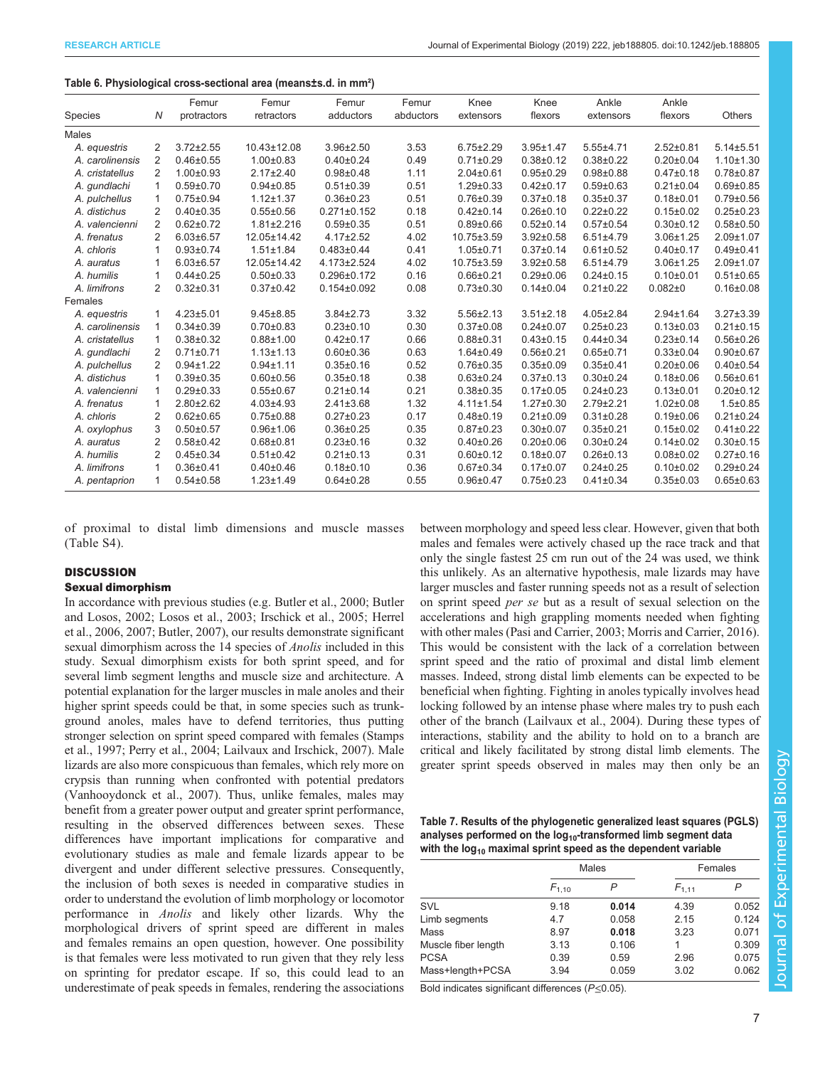**Table 6. Physiological cross-sectional area (means±s.d. in mm²)**

| Species | *N* | Femur protractors | Femur retractors | Femur adductors | Femur abductors | Knee extensors | Knee flexors | Ankle extensors | Ankle flexors | Others |
|---|---|---|---|---|---|---|---|---|---|---|
| Males | | | | | | | | | | |
| *A. equestris* | 2 | 3.72±2.55 | 10.43±12.08 | 3.96±2.50 | 3.53 | 6.75±2.29 | 3.95±1.47 | 5.55±4.71 | 2.52±0.81 | 5.14±5.51 |
| *A. carolinensis* | 2 | 0.46±0.55 | 1.00±0.83 | 0.40±0.24 | 0.49 | 0.71±0.29 | 0.38±0.12 | 0.38±0.22 | 0.20±0.04 | 1.10±1.30 |
| *A. cristatellus* | 2 | 1.00±0.93 | 2.17±2.40 | 0.98±0.48 | 1.11 | 2.04±0.61 | 0.95±0.29 | 0.98±0.88 | 0.47±0.18 | 0.78±0.87 |
| *A. gundlachi* | 1 | 0.59±0.70 | 0.94±0.85 | 0.51±0.39 | 0.51 | 1.29±0.33 | 0.42±0.17 | 0.59±0.63 | 0.21±0.04 | 0.69±0.85 |
| *A. pulchellus* | 1 | 0.75±0.94 | 1.12±1.37 | 0.36±0.23 | 0.51 | 0.76±0.39 | 0.37±0.18 | 0.35±0.37 | 0.18±0.01 | 0.79±0.56 |
| *A. distichus* | 2 | 0.40±0.35 | 0.55±0.56 | 0.271±0.152 | 0.18 | 0.42±0.14 | 0.26±0.10 | 0.22±0.22 | 0.15±0.02 | 0.25±0.23 |
| *A. valencienni* | 2 | 0.62±0.72 | 1.81±2.216 | 0.59±0.35 | 0.51 | 0.89±0.66 | 0.52±0.14 | 0.57±0.54 | 0.30±0.12 | 0.58±0.50 |
| *A. frenatus* | 2 | 6.03±6.57 | 12.05±14.42 | 4.17±2.52 | 4.02 | 10.75±3.59 | 3.92±0.58 | 6.51±4.79 | 3.06±1.25 | 2.09±1.07 |
| *A. chloris* | 1 | 0.93±0.74 | 1.51±1.84 | 0.483±0.44 | 0.41 | 1.05±0.71 | 0.37±0.14 | 0.61±0.52 | 0.40±0.17 | 0.49±0.41 |
| *A. auratus* | 1 | 6.03±6.57 | 12.05±14.42 | 4.173±2.524 | 4.02 | 10.75±3.59 | 3.92±0.58 | 6.51±4.79 | 3.06±1.25 | 2.09±1.07 |
| *A. humilis* | 1 | 0.44±0.25 | 0.50±0.33 | 0.296±0.172 | 0.16 | 0.66±0.21 | 0.29±0.06 | 0.24±0.15 | 0.10±0.01 | 0.51±0.65 |
| *A. limifrons* | 2 | 0.32±0.31 | 0.37±0.42 | 0.154±0.092 | 0.08 | 0.73±0.30 | 0.14±0.04 | 0.21±0.22 | 0.082±0 | 0.16±0.08 |
| Females | | | | | | | | | | |
| *A. equestris* | 1 | 4.23±5.01 | 9.45±8.85 | 3.84±2.73 | 3.32 | 5.56±2.13 | 3.51±2.18 | 4.05±2.84 | 2.94±1.64 | 3.27±3.39 |
| *A. carolinensis* | 1 | 0.34±0.39 | 0.70±0.83 | 0.23±0.10 | 0.30 | 0.37±0.08 | 0.24±0.07 | 0.25±0.23 | 0.13±0.03 | 0.21±0.15 |
| *A. cristatellus* | 1 | 0.38±0.32 | 0.88±1.00 | 0.42±0.17 | 0.66 | 0.88±0.31 | 0.43±0.15 | 0.44±0.34 | 0.23±0.14 | 0.56±0.26 |
| *A. gundlachi* | 2 | 0.71±0.71 | 1.13±1.13 | 0.60±0.36 | 0.63 | 1.64±0.49 | 0.56±0.21 | 0.65±0.71 | 0.33±0.04 | 0.90±0.67 |
| *A. pulchellus* | 2 | 0.94±1.22 | 0.94±1.11 | 0.35±0.16 | 0.52 | 0.76±0.35 | 0.35±0.09 | 0.35±0.41 | 0.20±0.06 | 0.40±0.54 |
| *A. distichus* | 1 | 0.39±0.35 | 0.60±0.56 | 0.35±0.18 | 0.38 | 0.63±0.24 | 0.37±0.13 | 0.30±0.24 | 0.18±0.06 | 0.56±0.61 |
| *A. valencienni* | 1 | 0.29±0.33 | 0.55±0.67 | 0.21±0.14 | 0.21 | 0.38±0.35 | 0.17±0.05 | 0.24±0.23 | 0.13±0.01 | 0.20±0.12 |
| *A. frenatus* | 1 | 2.80±2.62 | 4.03±4.93 | 2.41±3.68 | 1.32 | 4.11±1.54 | 1.27±0.30 | 2.79±2.21 | 1.02±0.08 | 1.5±0.85 |
| *A. chloris* | 2 | 0.62±0.65 | 0.75±0.88 | 0.27±0.23 | 0.17 | 0.48±0.19 | 0.21±0.09 | 0.31±0.28 | 0.19±0.06 | 0.21±0.24 |
| *A. oxylophus* | 3 | 0.50±0.57 | 0.96±1.06 | 0.36±0.25 | 0.35 | 0.87±0.23 | 0.30±0.07 | 0.35±0.21 | 0.15±0.02 | 0.41±0.22 |
| *A. auratus* | 2 | 0.58±0.42 | 0.68±0.81 | 0.23±0.16 | 0.32 | 0.40±0.26 | 0.20±0.06 | 0.30±0.24 | 0.14±0.02 | 0.30±0.15 |
| *A. humilis* | 2 | 0.45±0.34 | 0.51±0.42 | 0.21±0.13 | 0.31 | 0.60±0.12 | 0.18±0.07 | 0.26±0.13 | 0.08±0.02 | 0.27±0.16 |
| *A. limifrons* | 1 | 0.36±0.41 | 0.40±0.46 | 0.18±0.10 | 0.36 | 0.67±0.34 | 0.17±0.07 | 0.24±0.25 | 0.10±0.02 | 0.29±0.24 |
| *A. pentaprion* | 1 | 0.54±0.58 | 1.23±1.49 | 0.64±0.28 | 0.55 | 0.96±0.47 | 0.75±0.23 | 0.41±0.34 | 0.35±0.03 | 0.65±0.63 |

of proximal to distal limb dimensions and muscle masses (Table S4).

## DISCUSSION

### Sexual dimorphism

In accordance with previous studies (e.g. Butler et al., 2000; Butler and Losos, 2002; Losos et al., 2003; Irschick et al., 2005; Herrel et al., 2006, 2007; Butler, 2007), our results demonstrate significant sexual dimorphism across the 14 species of *Anolis* included in this study. Sexual dimorphism exists for both sprint speed, and for several limb segment lengths and muscle size and architecture. A potential explanation for the larger muscles in male anoles and their higher sprint speeds could be that, in some species such as trunk-ground anoles, males have to defend territories, thus putting stronger selection on sprint speed compared with females (Stamps et al., 1997; Perry et al., 2004; Lailvaux and Irschick, 2007). Male lizards are also more conspicuous than females, which rely more on crypsis than running when confronted with potential predators (Vanhooydonck et al., 2007). Thus, unlike females, males may benefit from a greater power output and greater sprint performance, resulting in the observed differences between sexes. These differences have important implications for comparative and evolutionary studies as male and female lizards appear to be divergent and under different selective pressures. Consequently, the inclusion of both sexes is needed in comparative studies in order to understand the evolution of limb morphology or locomotor performance in *Anolis* and likely other lizards. Why the morphological drivers of sprint speed are different in males and females remains an open question, however. One possibility is that females were less motivated to run given that they rely less on sprinting for predator escape. If so, this could lead to an underestimate of peak speeds in females, rendering the associations between morphology and speed less clear. However, given that both males and females were actively chased up the race track and that only the single fastest 25 cm run out of the 24 was used, we think this unlikely. As an alternative hypothesis, male lizards may have larger muscles and faster running speeds not as a result of selection on sprint speed *per se* but as a result of sexual selection on the accelerations and high grappling moments needed when fighting with other males (Pasi and Carrier, 2003; Morris and Carrier, 2016). This would be consistent with the lack of a correlation between sprint speed and the ratio of proximal and distal limb element masses. Indeed, strong distal limb elements can be expected to be beneficial when fighting. Fighting in anoles typically involves head locking followed by an intense phase where males try to push each other of the branch (Lailvaux et al., 2004). During these types of interactions, stability and the ability to hold on to a branch are critical and likely facilitated by strong distal limb elements. The greater sprint speeds observed in males may then only be an

**Table 7. Results of the phylogenetic generalized least squares (PGLS) analyses performed on the $\log_{10}$-transformed limb segment data with the $\log_{10}$ maximal sprint speed as the dependent variable**

| | Males | | Females | |
|---|---|---|---|---|
| | $F_{1,10}$ | *P* | $F_{1,11}$ | *P* |
| SVL | 9.18 | **0.014** | 4.39 | 0.052 |
| Limb segments | 4.7 | 0.058 | 2.15 | 0.124 |
| Mass | 8.97 | **0.018** | 3.23 | 0.071 |
| Muscle fiber length | 3.13 | 0.106 | 1 | 0.309 |
| PCSA | 0.39 | 0.59 | 2.96 | 0.075 |
| Mass+length+PCSA | 3.94 | 0.059 | 3.02 | 0.062 |

Bold indicates significant differences ($P \leq 0.05$).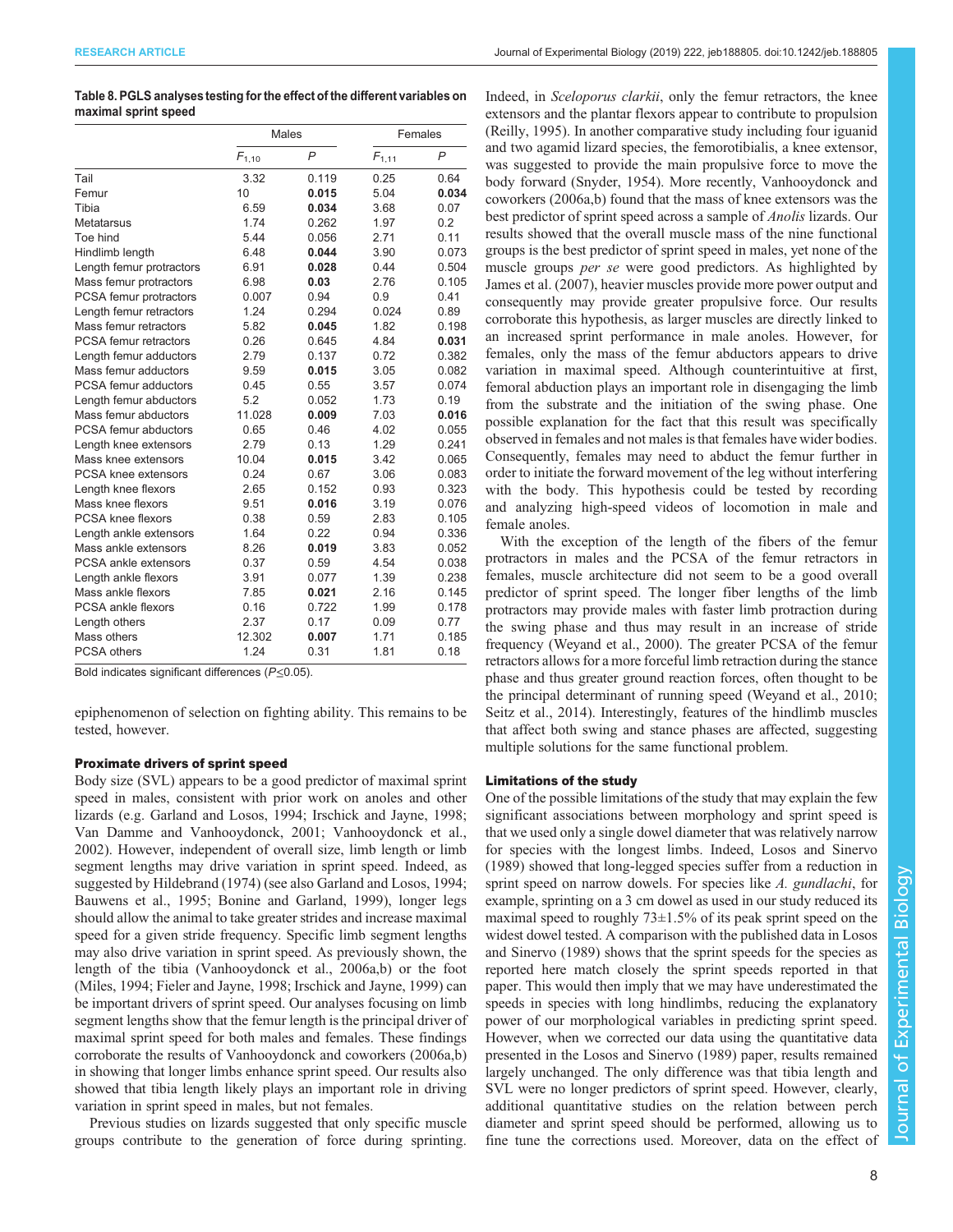**Table 8. PGLS analyses testing for the effect of the different variables on maximal sprint speed**

| | Males | | Females | |
|---|---|---|---|---|
| | $F_{1,10}$ | $P$ | $F_{1,11}$ | $P$ |
| Tail | 3.32 | 0.119 | 0.25 | 0.64 |
| Femur | 10 | **0.015** | 5.04 | **0.034** |
| Tibia | 6.59 | **0.034** | 3.68 | 0.07 |
| Metatarsus | 1.74 | 0.262 | 1.97 | 0.2 |
| Toe hind | 5.44 | 0.056 | 2.71 | 0.11 |
| Hindlimb length | 6.48 | **0.044** | 3.90 | 0.073 |
| Length femur protractors | 6.91 | **0.028** | 0.44 | 0.504 |
| Mass femur protractors | 6.98 | **0.03** | 2.76 | 0.105 |
| PCSA femur protractors | 0.007 | 0.94 | 0.9 | 0.41 |
| Length femur retractors | 1.24 | 0.294 | 0.024 | 0.89 |
| Mass femur retractors | 5.82 | **0.045** | 1.82 | 0.198 |
| PCSA femur retractors | 0.26 | 0.645 | 4.84 | **0.031** |
| Length femur adductors | 2.79 | 0.137 | 0.72 | 0.382 |
| Mass femur adductors | 9.59 | **0.015** | 3.05 | 0.082 |
| PCSA femur adductors | 0.45 | 0.55 | 3.57 | 0.074 |
| Length femur abductors | 5.2 | 0.052 | 1.73 | 0.19 |
| Mass femur abductors | 11.028 | **0.009** | 7.03 | **0.016** |
| PCSA femur abductors | 0.65 | 0.46 | 4.02 | 0.055 |
| Length knee extensors | 2.79 | 0.13 | 1.29 | 0.241 |
| Mass knee extensors | 10.04 | **0.015** | 3.42 | 0.065 |
| PCSA knee extensors | 0.24 | 0.67 | 3.06 | 0.083 |
| Length knee flexors | 2.65 | 0.152 | 0.93 | 0.323 |
| Mass knee flexors | 9.51 | **0.016** | 3.19 | 0.076 |
| PCSA knee flexors | 0.38 | 0.59 | 2.83 | 0.105 |
| Length ankle extensors | 1.64 | 0.22 | 0.94 | 0.336 |
| Mass ankle extensors | 8.26 | **0.019** | 3.83 | 0.052 |
| PCSA ankle extensors | 0.37 | 0.59 | 4.54 | 0.038 |
| Length ankle flexors | 3.91 | 0.077 | 1.39 | 0.238 |
| Mass ankle flexors | 7.85 | **0.021** | 2.16 | 0.145 |
| PCSA ankle flexors | 0.16 | 0.722 | 1.99 | 0.178 |
| Length others | 2.37 | 0.17 | 0.09 | 0.77 |
| Mass others | 12.302 | **0.007** | 1.71 | 0.185 |
| PCSA others | 1.24 | 0.31 | 1.81 | 0.18 |

Bold indicates significant differences ($P \leq 0.05$).

epiphenomenon of selection on fighting ability. This remains to be tested, however.

### Proximate drivers of sprint speed

Body size (SVL) appears to be a good predictor of maximal sprint speed in males, consistent with prior work on anoles and other lizards (e.g. Garland and Losos, 1994; Irschick and Jayne, 1998; Van Damme and Vanhooydonck, 2001; Vanhooydonck et al., 2002). However, independent of overall size, limb length or limb segment lengths may drive variation in sprint speed. Indeed, as suggested by Hildebrand (1974) (see also Garland and Losos, 1994; Bauwens et al., 1995; Bonine and Garland, 1999), longer legs should allow the animal to take greater strides and increase maximal speed for a given stride frequency. Specific limb segment lengths may also drive variation in sprint speed. As previously shown, the length of the tibia (Vanhooydonck et al., 2006a,b) or the foot (Miles, 1994; Fieler and Jayne, 1998; Irschick and Jayne, 1999) can be important drivers of sprint speed. Our analyses focusing on limb segment lengths show that the femur length is the principal driver of maximal sprint speed for both males and females. These findings corroborate the results of Vanhooydonck and coworkers (2006a,b) in showing that longer limbs enhance sprint speed. Our results also showed that tibia length likely plays an important role in driving variation in sprint speed in males, but not females.

Previous studies on lizards suggested that only specific muscle groups contribute to the generation of force during sprinting. Indeed, in *Sceloporus clarkii*, only the femur retractors, the knee extensors and the plantar flexors appear to contribute to propulsion (Reilly, 1995). In another comparative study including four iguanid and two agamid lizard species, the femorotibialis, a knee extensor, was suggested to provide the main propulsive force to move the body forward (Snyder, 1954). More recently, Vanhooydonck and coworkers (2006a,b) found that the mass of knee extensors was the best predictor of sprint speed across a sample of *Anolis* lizards. Our results showed that the overall muscle mass of the nine functional groups is the best predictor of sprint speed in males, yet none of the muscle groups *per se* were good predictors. As highlighted by James et al. (2007), heavier muscles provide more power output and consequently may provide greater propulsive force. Our results corroborate this hypothesis, as larger muscles are directly linked to an increased sprint performance in male anoles. However, for females, only the mass of the femur abductors appears to drive variation in maximal speed. Although counterintuitive at first, femoral abduction plays an important role in disengaging the limb from the substrate and the initiation of the swing phase. One possible explanation for the fact that this result was specifically observed in females and not males is that females have wider bodies. Consequently, females may need to abduct the femur further in order to initiate the forward movement of the leg without interfering with the body. This hypothesis could be tested by recording and analyzing high-speed videos of locomotion in male and female anoles.

With the exception of the length of the fibers of the femur protractors in males and the PCSA of the femur retractors in females, muscle architecture did not seem to be a good overall predictor of sprint speed. The longer fiber lengths of the limb protractors may provide males with faster limb protraction during the swing phase and thus may result in an increase of stride frequency (Weyand et al., 2000). The greater PCSA of the femur retractors allows for a more forceful limb retraction during the stance phase and thus greater ground reaction forces, often thought to be the principal determinant of running speed (Weyand et al., 2010; Seitz et al., 2014). Interestingly, features of the hindlimb muscles that affect both swing and stance phases are affected, suggesting multiple solutions for the same functional problem.

### Limitations of the study

One of the possible limitations of the study that may explain the few significant associations between morphology and sprint speed is that we used only a single dowel diameter that was relatively narrow for species with the longest limbs. Indeed, Losos and Sinervo (1989) showed that long-legged species suffer from a reduction in sprint speed on narrow dowels. For species like *A. gundlachi*, for example, sprinting on a 3 cm dowel as used in our study reduced its maximal speed to roughly 73±1.5% of its peak sprint speed on the widest dowel tested. A comparison with the published data in Losos and Sinervo (1989) shows that the sprint speeds for the species as reported here match closely the sprint speeds reported in that paper. This would then imply that we may have underestimated the speeds in species with long hindlimbs, reducing the explanatory power of our morphological variables in predicting sprint speed. However, when we corrected our data using the quantitative data presented in the Losos and Sinervo (1989) paper, results remained largely unchanged. The only difference was that tibia length and SVL were no longer predictors of sprint speed. However, clearly, additional quantitative studies on the relation between perch diameter and sprint speed should be performed, allowing us to fine tune the corrections used. Moreover, data on the effect of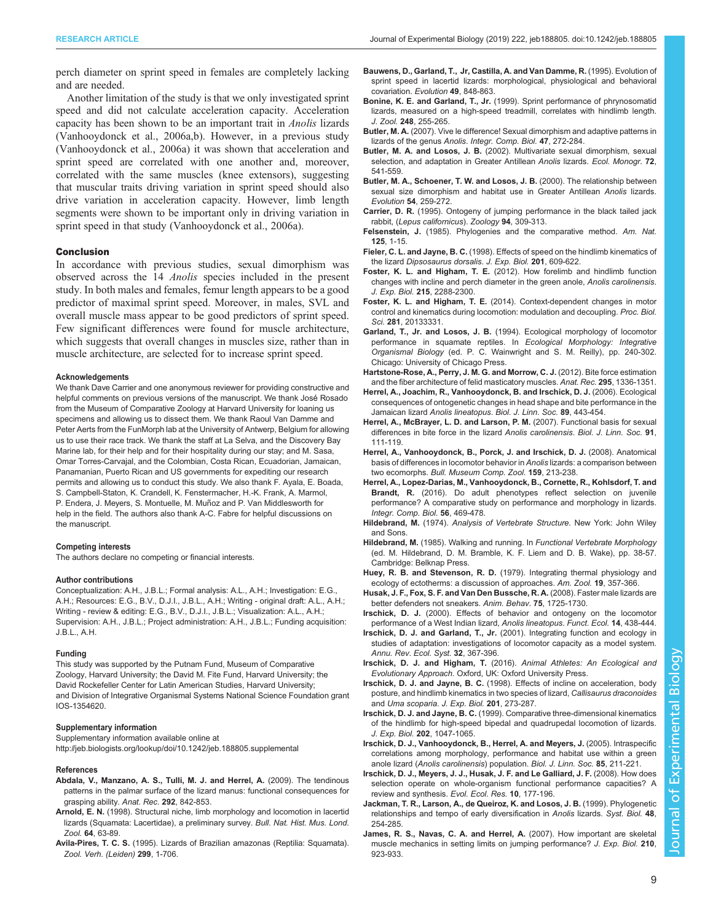perch diameter on sprint speed in females are completely lacking and are needed.

Another limitation of the study is that we only investigated sprint speed and did not calculate acceleration capacity. Acceleration capacity has been shown to be an important trait in *Anolis* lizards (Vanhooydonck et al., 2006a,b). However, in a previous study (Vanhooydonck et al., 2006a) it was shown that acceleration and sprint speed are correlated with one another and, moreover, correlated with the same muscles (knee extensors), suggesting that muscular traits driving variation in sprint speed should also drive variation in acceleration capacity. However, limb length segments were shown to be important only in driving variation in sprint speed in that study (Vanhooydonck et al., 2006a).

## Conclusion

In accordance with previous studies, sexual dimorphism was observed across the 14 *Anolis* species included in the present study. In both males and females, femur length appears to be a good predictor of maximal sprint speed. Moreover, in males, SVL and overall muscle mass appear to be good predictors of sprint speed. Few significant differences were found for muscle architecture, which suggests that overall changes in muscles size, rather than in muscle architecture, are selected for to increase sprint speed.

#### Acknowledgements

We thank Dave Carrier and one anonymous reviewer for providing constructive and helpful comments on previous versions of the manuscript. We thank José Rosado from the Museum of Comparative Zoology at Harvard University for loaning us specimens and allowing us to dissect them. We thank Raoul Van Damme and Peter Aerts from the FunMorph lab at the University of Antwerp, Belgium for allowing us to use their race track. We thank the staff at La Selva, and the Discovery Bay Marine lab, for their help and for their hospitality during our stay; and M. Sasa, Omar Torres-Carvajal, and the Colombian, Costa Rican, Ecuadorian, Jamaican, Panamanian, Puerto Rican and US governments for expediting our research permits and allowing us to conduct this study. We also thank F. Ayala, E. Boada, S. Campbell-Staton, K. Crandell, K. Fenstermacher, H.-K. Frank, A. Marmol, P. Endera, J. Meyers, S. Montuelle, M. Muñoz and P. Van Middlesworth for help in the field. The authors also thank A-C. Fabre for helpful discussions on the manuscript.

#### Competing interests

The authors declare no competing or financial interests.

#### Author contributions

Conceptualization: A.H., J.B.L.; Formal analysis: A.L., A.H.; Investigation: E.G., A.H.; Resources: E.G., B.V., D.J.I., J.B.L., A.H.; Writing - original draft: A.L., A.H.; Writing - review & editing: E.G., B.V., D.J.I., J.B.L.; Visualization: A.L., A.H.; Supervision: A.H., J.B.L.; Project administration: A.H., J.B.L.; Funding acquisition: J.B.L., A.H.

#### Funding

This study was supported by the Putnam Fund, Museum of Comparative Zoology, Harvard University; the David M. Fite Fund, Harvard University; the David Rockefeller Center for Latin American Studies, Harvard University; and Division of Integrative Organismal Systems National Science Foundation grant IOS-1354620.

#### Supplementary information

Supplementary information available online at http://jeb.biologists.org/lookup/doi/10.1242/jeb.188805.supplemental

#### References

**Abdala, V., Manzano, A. S., Tulli, M. J. and Herrel, A.** (2009). The tendinous patterns in the palmar surface of the lizard manus: functional consequences for grasping ability. *Anat. Rec.* **292**, 842-853.

**Arnold, E. N.** (1998). Structural niche, limb morphology and locomotion in lacertid lizards (Squamata: Lacertidae), a preliminary survey. *Bull. Nat. Hist. Mus. Lond. Zool.* **64**, 63-89.

**Avila-Pires, T. C. S.** (1995). Lizards of Brazilian amazonas (Reptilia: Squamata). *Zool. Verh. (Leiden)* **299**, 1-706.

**Bauwens, D., Garland, T., Jr, Castilla, A. and Van Damme, R.** (1995). Evolution of sprint speed in lacertid lizards: morphological, physiological and behavioral covariation. *Evolution* **49**, 848-863.

**Bonine, K. E. and Garland, T., Jr.** (1999). Sprint performance of phrynosomatid lizards, measured on a high-speed treadmill, correlates with hindlimb length. *J. Zool.* **248**, 255-265.

**Butler, M. A.** (2007). Vive le difference! Sexual dimorphism and adaptive patterns in lizards of the genus *Anolis*. *Integr. Comp. Biol.* **47**, 272-284.

**Butler, M. A. and Losos, J. B.** (2002). Multivariate sexual dimorphism, sexual selection, and adaptation in Greater Antillean *Anolis* lizards. *Ecol. Monogr.* **72**, 541-559.

**Butler, M. A., Schoener, T. W. and Losos, J. B.** (2000). The relationship between sexual size dimorphism and habitat use in Greater Antillean *Anolis* lizards. *Evolution* **54**, 259-272.

**Carrier, D. R.** (1995). Ontogeny of jumping performance in the black tailed jack rabbit, (*Lepus californicus*). *Zoology* **94**, 309-313.

**Felsenstein, J.** (1985). Phylogenies and the comparative method. *Am. Nat.* **125**, 1-15.

**Fieler, C. L. and Jayne, B. C.** (1998). Effects of speed on the hindlimb kinematics of the lizard *Dipsosaurus dorsalis*. *J. Exp. Biol.* **201**, 609-622.

**Foster, K. L. and Higham, T. E.** (2012). How forelimb and hindlimb function changes with incline and perch diameter in the green anole, *Anolis carolinensis*. *J. Exp. Biol.* **215**, 2288-2300.

**Foster, K. L. and Higham, T. E.** (2014). Context-dependent changes in motor control and kinematics during locomotion: modulation and decoupling. *Proc. Biol. Sci.* **281**, 20133331.

**Garland, T., Jr. and Losos, J. B.** (1994). Ecological morphology of locomotor performance in squamate reptiles. In *Ecological Morphology: Integrative Organismal Biology* (ed. P. C. Wainwright and S. M. Reilly), pp. 240-302. Chicago: University of Chicago Press.

**Hartstone-Rose, A., Perry, J. M. G. and Morrow, C. J.** (2012). Bite force estimation and the fiber architecture of felid masticatory muscles. *Anat. Rec.* **295**, 1336-1351.

**Herrel, A., Joachim, R., Vanhooydonck, B. and Irschick, D. J.** (2006). Ecological consequences of ontogenetic changes in head shape and bite performance in the Jamaican lizard *Anolis lineatopus*. *Biol. J. Linn. Soc.* **89**, 443-454.

**Herrel, A., McBrayer, L. D. and Larson, P. M.** (2007). Functional basis for sexual differences in bite force in the lizard *Anolis carolinensis*. *Biol. J. Linn. Soc.* **91**, 111-119.

**Herrel, A., Vanhooydonck, B., Porck, J. and Irschick, D. J.** (2008). Anatomical basis of differences in locomotor behavior in *Anolis* lizards: a comparison between two ecomorphs. *Bull. Museum Comp. Zool.* **159**, 213-238.

**Herrel, A., Lopez-Darias, M., Vanhooydonck, B., Cornette, R., Kohlsdorf, T. and Brandt, R.** (2016). Do adult phenotypes reflect selection on juvenile performance? A comparative study on performance and morphology in lizards. *Integr. Comp. Biol.* **56**, 469-478.

**Hildebrand, M.** (1974). *Analysis of Vertebrate Structure*. New York: John Wiley and Sons.

**Hildebrand, M.** (1985). Walking and running. In *Functional Vertebrate Morphology* (ed. M. Hildebrand, D. M. Bramble, K. F. Liem and D. B. Wake), pp. 38-57. Cambridge: Belknap Press.

**Huey, R. B. and Stevenson, R. D.** (1979). Integrating thermal physiology and ecology of ectotherms: a discussion of approaches. *Am. Zool.* **19**, 357-366.

**Husak, J. F., Fox, S. F. and Van Den Bussche, R. A.** (2008). Faster male lizards are better defenders not sneakers. *Anim. Behav.* **75**, 1725-1730.

**Irschick, D. J.** (2000). Effects of behavior and ontogeny on the locomotor performance of a West Indian lizard, *Anolis lineatopus*. *Funct. Ecol.* **14**, 438-444.

**Irschick, D. J. and Garland, T., Jr.** (2001). Integrating function and ecology in studies of adaptation: investigations of locomotor capacity as a model system. *Annu. Rev. Ecol. Syst.* **32**, 367-396.

**Irschick, D. J. and Higham, T.** (2016). *Animal Athletes: An Ecological and Evolutionary Approach*. Oxford, UK: Oxford University Press.

**Irschick, D. J. and Jayne, B. C.** (1998). Effects of incline on acceleration, body posture, and hindlimb kinematics in two species of lizard, *Callisaurus draconoides* and *Uma scoparia*. *J. Exp. Biol.* **201**, 273-287.

**Irschick, D. J. and Jayne, B. C.** (1999). Comparative three-dimensional kinematics of the hindlimb for high-speed bipedal and quadrupedal locomotion of lizards. *J. Exp. Biol.* **202**, 1047-1065.

**Irschick, D. J., Vanhooydonck, B., Herrel, A. and Meyers, J.** (2005). Intraspecific correlations among morphology, performance and habitat use within a green anole lizard (*Anolis carolinensis*) population. *Biol. J. Linn. Soc.* **85**, 211-221.

**Irschick, D. J., Meyers, J. J., Husak, J. F. and Le Galliard, J. F.** (2008). How does selection operate on whole-organism functional performance capacities? A review and synthesis. *Evol. Ecol. Res.* **10**, 177-196.

**Jackman, T. R., Larson, A., de Queiroz, K. and Losos, J. B.** (1999). Phylogenetic relationships and tempo of early diversification in *Anolis* lizards. *Syst. Biol.* **48**, 254-285.

**James, R. S., Navas, C. A. and Herrel, A.** (2007). How important are skeletal muscle mechanics in setting limits on jumping performance? *J. Exp. Biol.* **210**, 923-933.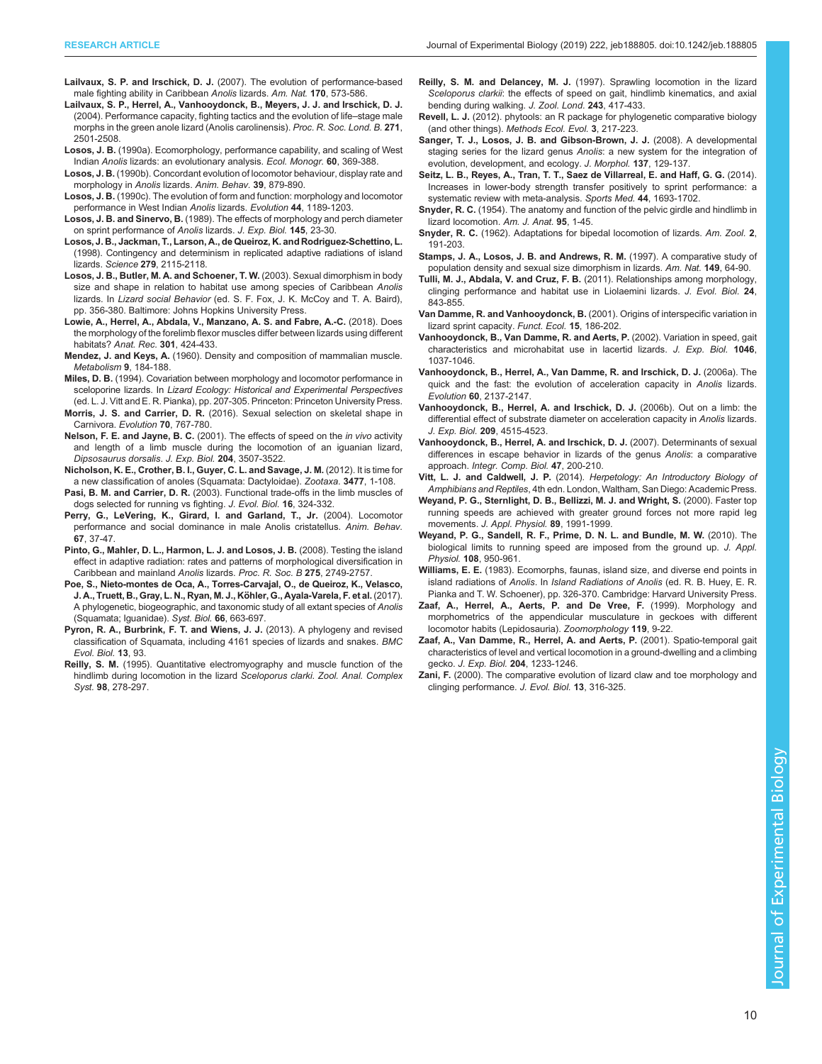**Lailvaux, S. P. and Irschick, D. J.** (2007). The evolution of performance-based male fighting ability in Caribbean *Anolis* lizards. *Am. Nat.* **170**, 573-586.

**Lailvaux, S. P., Herrel, A., Vanhooydonck, B., Meyers, J. J. and Irschick, D. J.** (2004). Performance capacity, fighting tactics and the evolution of life–stage male morphs in the green anole lizard (Anolis carolinensis). *Proc. R. Soc. Lond. B.* **271**, 2501-2508.

**Losos, J. B.** (1990a). Ecomorphology, performance capability, and scaling of West Indian *Anolis* lizards: an evolutionary analysis. *Ecol. Monogr.* **60**, 369-388.

**Losos, J. B.** (1990b). Concordant evolution of locomotor behaviour, display rate and morphology in *Anolis* lizards. *Anim. Behav.* **39**, 879-890.

**Losos, J. B.** (1990c). The evolution of form and function: morphology and locomotor performance in West Indian *Anolis* lizards. *Evolution* **44**, 1189-1203.

**Losos, J. B. and Sinervo, B.** (1989). The effects of morphology and perch diameter on sprint performance of *Anolis* lizards. *J. Exp. Biol.* **145**, 23-30.

**Losos, J. B., Jackman, T., Larson, A., de Queiroz, K. and Rodriguez-Schettino, L.** (1998). Contingency and determinism in replicated adaptive radiations of island lizards. *Science* **279**, 2115-2118.

**Losos, J. B., Butler, M. A. and Schoener, T. W.** (2003). Sexual dimorphism in body size and shape in relation to habitat use among species of Caribbean *Anolis* lizards. In *Lizard social Behavior* (ed. S. F. Fox, J. K. McCoy and T. A. Baird), pp. 356-380. Baltimore: Johns Hopkins University Press.

**Lowie, A., Herrel, A., Abdala, V., Manzano, A. S. and Fabre, A.-C.** (2018). Does the morphology of the forelimb flexor muscles differ between lizards using different habitats? *Anat. Rec.* **301**, 424-433.

**Mendez, J. and Keys, A.** (1960). Density and composition of mammalian muscle. *Metabolism* **9**, 184-188.

**Miles, D. B.** (1994). Covariation between morphology and locomotor performance in sceloporine lizards. In *Lizard Ecology: Historical and Experimental Perspectives* (ed. L. J. Vitt and E. R. Pianka), pp. 207-305. Princeton: Princeton University Press.

**Morris, J. S. and Carrier, D. R.** (2016). Sexual selection on skeletal shape in Carnivora. *Evolution* **70**, 767-780.

**Nelson, F. E. and Jayne, B. C.** (2001). The effects of speed on the *in vivo* activity and length of a limb muscle during the locomotion of an iguanian lizard, *Dipsosaurus dorsalis*. *J. Exp. Biol.* **204**, 3507-3522.

**Nicholson, K. E., Crother, B. I., Guyer, C. L. and Savage, J. M.** (2012). It is time for a new classification of anoles (Squamata: Dactyloidae). *Zootaxa.* **3477**, 1-108.

**Pasi, B. M. and Carrier, D. R.** (2003). Functional trade-offs in the limb muscles of dogs selected for running vs fighting. *J. Evol. Biol.* **16**, 324-332.

**Perry, G., LeVering, K., Girard, I. and Garland, T., Jr.** (2004). Locomotor performance and social dominance in male Anolis cristatellus. *Anim. Behav.* **67**, 37-47.

**Pinto, G., Mahler, D. L., Harmon, L. J. and Losos, J. B.** (2008). Testing the island effect in adaptive radiation: rates and patterns of morphological diversification in Caribbean and mainland *Anolis* lizards. *Proc. R. Soc. B* **275**, 2749-2757.

**Poe, S., Nieto-montes de Oca, A., Torres-Carvajal, O., de Queiroz, K., Velasco, J. A., Truett, B., Gray, L. N., Ryan, M. J., Köhler, G., Ayala-Varela, F. et al.** (2017). A phylogenetic, biogeographic, and taxonomic study of all extant species of *Anolis* (Squamata; Iguanidae). *Syst. Biol.* **66**, 663-697.

**Pyron, R. A., Burbrink, F. T. and Wiens, J. J.** (2013). A phylogeny and revised classification of Squamata, including 4161 species of lizards and snakes. *BMC Evol. Biol.* **13**, 93.

**Reilly, S. M.** (1995). Quantitative electromyography and muscle function of the hindlimb during locomotion in the lizard *Sceloporus clarki*. *Zool. Anal. Complex Syst.* **98**, 278-297.

**Reilly, S. M. and Delancey, M. J.** (1997). Sprawling locomotion in the lizard *Sceloporus clarkii*: the effects of speed on gait, hindlimb kinematics, and axial bending during walking. *J. Zool. Lond.* **243**, 417-433.

**Revell, L. J.** (2012). phytools: an R package for phylogenetic comparative biology (and other things). *Methods Ecol. Evol.* **3**, 217-223.

**Sanger, T. J., Losos, J. B. and Gibson-Brown, J. J.** (2008). A developmental staging series for the lizard genus *Anolis*: a new system for the integration of evolution, development, and ecology. *J. Morphol.* **137**, 129-137.

**Seitz, L. B., Reyes, A., Tran, T., Saez de Villarreal, E. and Haff, G. G.** (2014). Increases in lower-body strength transfer positively to sprint performance: a systematic review with meta-analysis. *Sports Med.* **44**, 1693-1702.

**Snyder, R. C.** (1954). The anatomy and function of the pelvic girdle and hindlimb in lizard locomotion. *Am. J. Anat.* **95**, 1-45.

**Snyder, R. C.** (1962). Adaptations for bipedal locomotion of lizards. *Am. Zool.* **2**, 191-203.

**Stamps, J. A., Losos, J. B. and Andrews, R. M.** (1997). A comparative study of population density and sexual size dimorphism in lizards. *Am. Nat.* **149**, 64-90.

**Tulli, M. J., Abdala, V. and Cruz, F. B.** (2011). Relationships among morphology, clinging performance and habitat use in Liolaemini lizards. *J. Evol. Biol.* **24**, 843-855.

**Van Damme, R. and Vanhooydonck, B.** (2001). Origins of interspecific variation in lizard sprint capacity. *Funct. Ecol.* **15**, 186-202.

**Vanhooydonck, B., Van Damme, R. and Aerts, P.** (2002). Variation in speed, gait characteristics and microhabitat use in lacertid lizards. *J. Exp. Biol.* **1046**, 1037-1046.

**Vanhooydonck, B., Herrel, A., Van Damme, R. and Irschick, D. J.** (2006a). The quick and the fast: the evolution of acceleration capacity in *Anolis* lizards. *Evolution* **60**, 2137-2147.

**Vanhooydonck, B., Herrel, A. and Irschick, D. J.** (2006b). Out on a limb: the differential effect of substrate diameter on acceleration capacity in *Anolis* lizards. *J. Exp. Biol.* **209**, 4515-4523.

**Vanhooydonck, B., Herrel, A. and Irschick, D. J.** (2007). Determinants of sexual differences in escape behavior in lizards of the genus *Anolis*: a comparative approach. *Integr. Comp. Biol.* **47**, 200-210.

**Vitt, L. J. and Caldwell, J. P.** (2014). *Herpetology: An Introductory Biology of Amphibians and Reptiles*, 4th edn. London, Waltham, San Diego: Academic Press.

**Weyand, P. G., Sternlight, D. B., Bellizzi, M. J. and Wright, S.** (2000). Faster top running speeds are achieved with greater ground forces not more rapid leg movements. *J. Appl. Physiol.* **89**, 1991-1999.

**Weyand, P. G., Sandell, R. F., Prime, D. N. L. and Bundle, M. W.** (2010). The biological limits to running speed are imposed from the ground up. *J. Appl. Physiol.* **108**, 950-961.

**Williams, E. E.** (1983). Ecomorphs, faunas, island size, and diverse end points in island radiations of *Anolis*. In *Island Radiations of Anolis* (ed. R. B. Huey, E. R. Pianka and T. W. Schoener), pp. 326-370. Cambridge: Harvard University Press.

**Zaaf, A., Herrel, A., Aerts, P. and De Vree, F.** (1999). Morphology and morphometrics of the appendicular musculature in geckoes with different locomotor habits (Lepidosauria). *Zoomorphology* **119**, 9-22.

**Zaaf, A., Van Damme, R., Herrel, A. and Aerts, P.** (2001). Spatio-temporal gait characteristics of level and vertical locomotion in a ground-dwelling and a climbing gecko. *J. Exp. Biol.* **204**, 1233-1246.

**Zani, F.** (2000). The comparative evolution of lizard claw and toe morphology and clinging performance. *J. Evol. Biol.* **13**, 316-325.